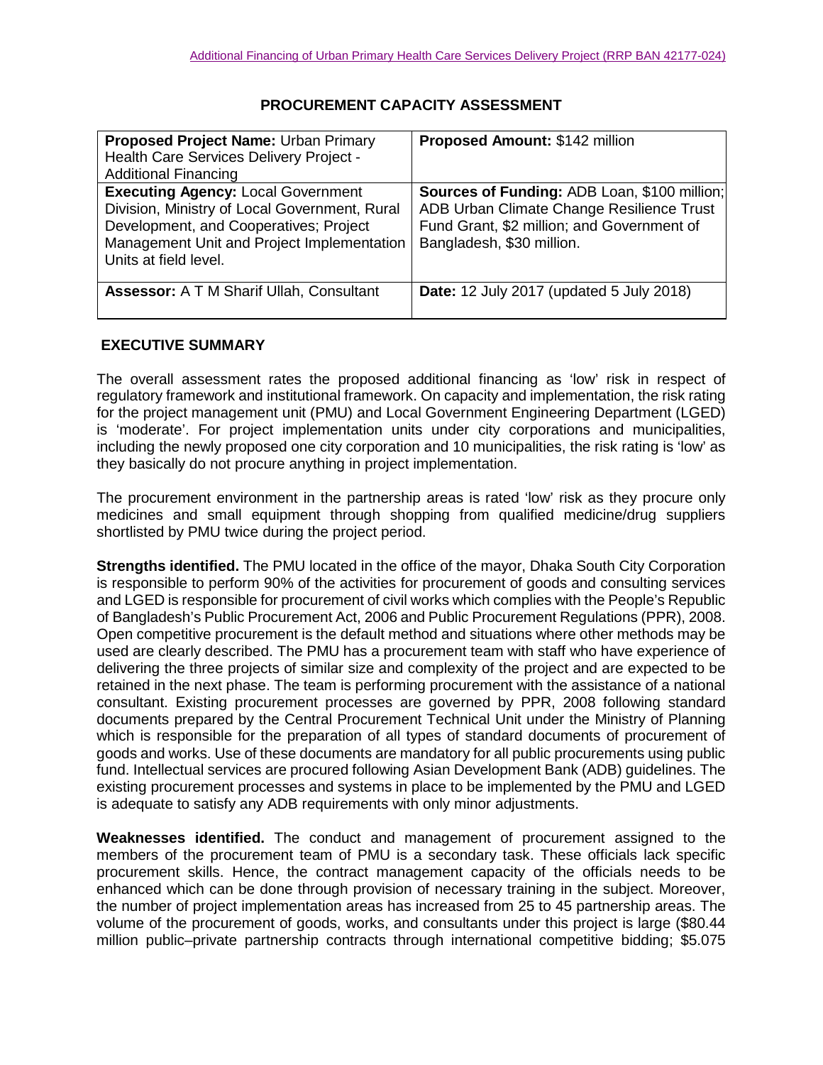## PROCUREMENT CAPACITY ASSESSMENT

| **Proposed Project Name:** Urban Primary Health Care Services Delivery Project - Additional Financing | **Proposed Amount:** \$142 million |
|---|---|
| **Executing Agency:** Local Government Division, Ministry of Local Government, Rural Development, and Cooperatives; Project Management Unit and Project Implementation Units at field level. | **Sources of Funding:** ADB Loan, \$100 million; ADB Urban Climate Change Resilience Trust Fund Grant, \$2 million; and Government of Bangladesh, \$30 million. |
| **Assessor:** A T M Sharif Ullah, Consultant | **Date:** 12 July 2017 (updated 5 July 2018) |

### EXECUTIVE SUMMARY

The overall assessment rates the proposed additional financing as 'low' risk in respect of regulatory framework and institutional framework. On capacity and implementation, the risk rating for the project management unit (PMU) and Local Government Engineering Department (LGED) is 'moderate'. For project implementation units under city corporations and municipalities, including the newly proposed one city corporation and 10 municipalities, the risk rating is 'low' as they basically do not procure anything in project implementation.

The procurement environment in the partnership areas is rated 'low' risk as they procure only medicines and small equipment through shopping from qualified medicine/drug suppliers shortlisted by PMU twice during the project period.

**Strengths identified.** The PMU located in the office of the mayor, Dhaka South City Corporation is responsible to perform 90% of the activities for procurement of goods and consulting services and LGED is responsible for procurement of civil works which complies with the People's Republic of Bangladesh's Public Procurement Act, 2006 and Public Procurement Regulations (PPR), 2008. Open competitive procurement is the default method and situations where other methods may be used are clearly described. The PMU has a procurement team with staff who have experience of delivering the three projects of similar size and complexity of the project and are expected to be retained in the next phase. The team is performing procurement with the assistance of a national consultant. Existing procurement processes are governed by PPR, 2008 following standard documents prepared by the Central Procurement Technical Unit under the Ministry of Planning which is responsible for the preparation of all types of standard documents of procurement of goods and works. Use of these documents are mandatory for all public procurements using public fund. Intellectual services are procured following Asian Development Bank (ADB) guidelines. The existing procurement processes and systems in place to be implemented by the PMU and LGED is adequate to satisfy any ADB requirements with only minor adjustments.

**Weaknesses identified.** The conduct and management of procurement assigned to the members of the procurement team of PMU is a secondary task. These officials lack specific procurement skills. Hence, the contract management capacity of the officials needs to be enhanced which can be done through provision of necessary training in the subject. Moreover, the number of project implementation areas has increased from 25 to 45 partnership areas. The volume of the procurement of goods, works, and consultants under this project is large (\$80.44 million public–private partnership contracts through international competitive bidding; \$5.075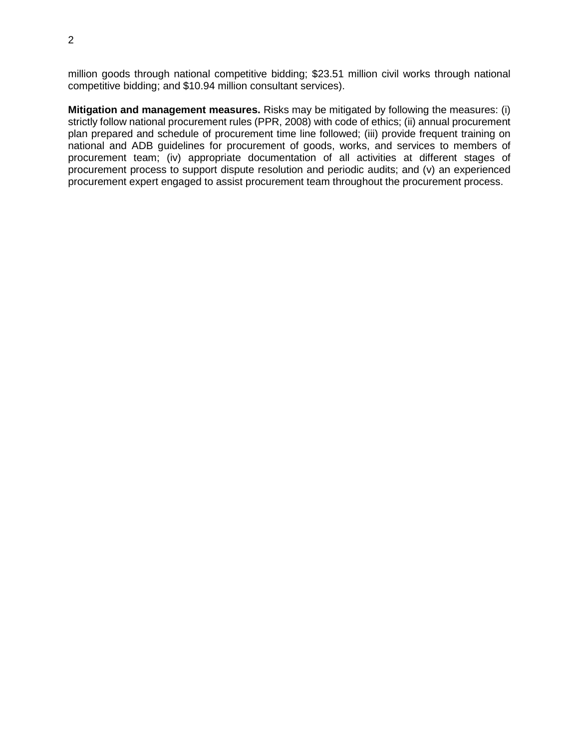million goods through national competitive bidding; $23.51 million civil works through national competitive bidding; and $10.94 million consultant services).

**Mitigation and management measures.** Risks may be mitigated by following the measures: (i) strictly follow national procurement rules (PPR, 2008) with code of ethics; (ii) annual procurement plan prepared and schedule of procurement time line followed; (iii) provide frequent training on national and ADB guidelines for procurement of goods, works, and services to members of procurement team; (iv) appropriate documentation of all activities at different stages of procurement process to support dispute resolution and periodic audits; and (v) an experienced procurement expert engaged to assist procurement team throughout the procurement process.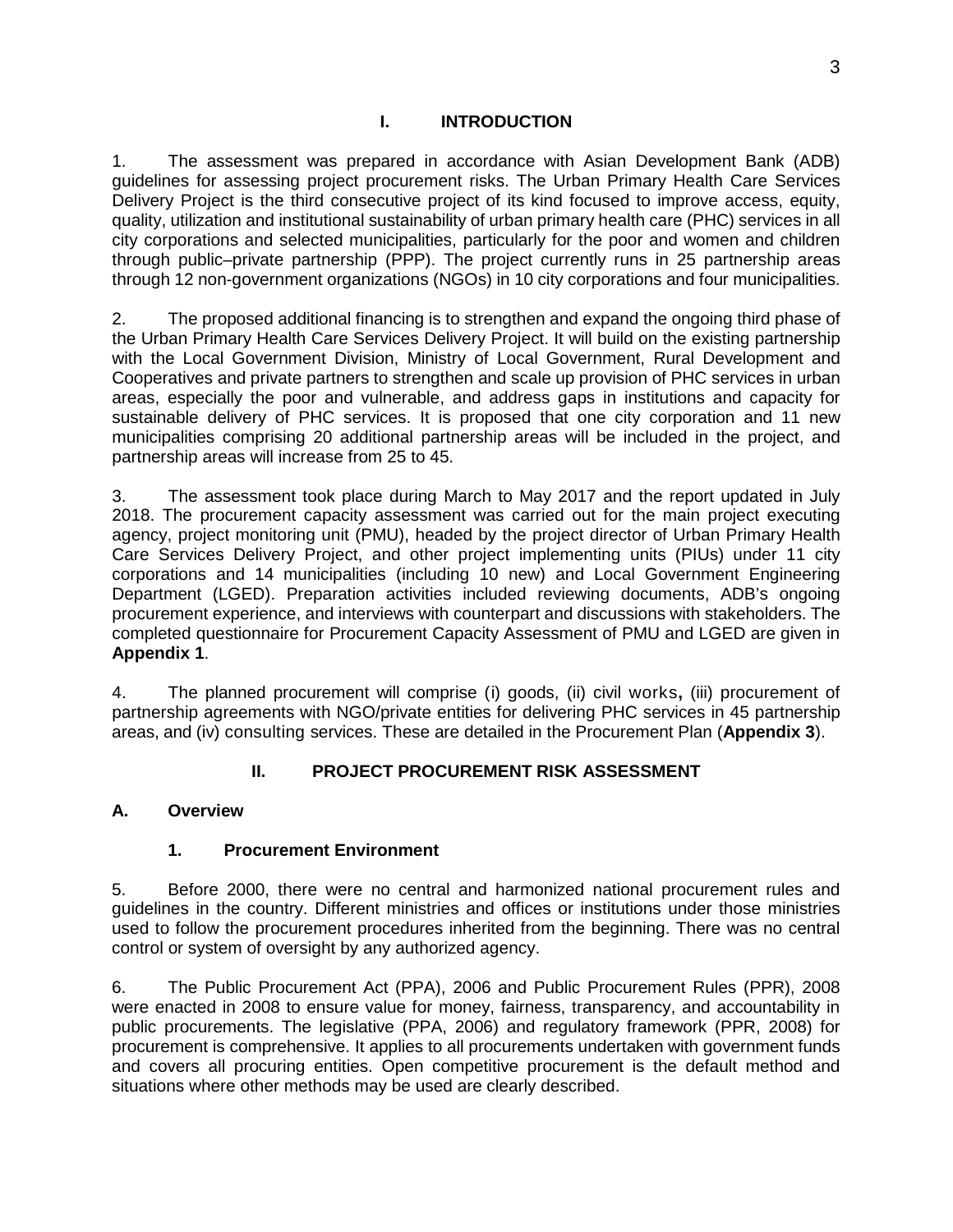# I. INTRODUCTION

1. The assessment was prepared in accordance with Asian Development Bank (ADB) guidelines for assessing project procurement risks. The Urban Primary Health Care Services Delivery Project is the third consecutive project of its kind focused to improve access, equity, quality, utilization and institutional sustainability of urban primary health care (PHC) services in all city corporations and selected municipalities, particularly for the poor and women and children through public–private partnership (PPP). The project currently runs in 25 partnership areas through 12 non-government organizations (NGOs) in 10 city corporations and four municipalities.

2. The proposed additional financing is to strengthen and expand the ongoing third phase of the Urban Primary Health Care Services Delivery Project. It will build on the existing partnership with the Local Government Division, Ministry of Local Government, Rural Development and Cooperatives and private partners to strengthen and scale up provision of PHC services in urban areas, especially the poor and vulnerable, and address gaps in institutions and capacity for sustainable delivery of PHC services. It is proposed that one city corporation and 11 new municipalities comprising 20 additional partnership areas will be included in the project, and partnership areas will increase from 25 to 45.

3. The assessment took place during March to May 2017 and the report updated in July 2018. The procurement capacity assessment was carried out for the main project executing agency, project monitoring unit (PMU), headed by the project director of Urban Primary Health Care Services Delivery Project, and other project implementing units (PIUs) under 11 city corporations and 14 municipalities (including 10 new) and Local Government Engineering Department (LGED). Preparation activities included reviewing documents, ADB's ongoing procurement experience, and interviews with counterpart and discussions with stakeholders. The completed questionnaire for Procurement Capacity Assessment of PMU and LGED are given in **Appendix 1**.

4. The planned procurement will comprise (i) goods, (ii) civil works**,** (iii) procurement of partnership agreements with NGO/private entities for delivering PHC services in 45 partnership areas, and (iv) consulting services. These are detailed in the Procurement Plan (**Appendix 3**).

# II. PROJECT PROCUREMENT RISK ASSESSMENT

## A. Overview

### 1. Procurement Environment

5. Before 2000, there were no central and harmonized national procurement rules and guidelines in the country. Different ministries and offices or institutions under those ministries used to follow the procurement procedures inherited from the beginning. There was no central control or system of oversight by any authorized agency.

6. The Public Procurement Act (PPA), 2006 and Public Procurement Rules (PPR), 2008 were enacted in 2008 to ensure value for money, fairness, transparency, and accountability in public procurements. The legislative (PPA, 2006) and regulatory framework (PPR, 2008) for procurement is comprehensive. It applies to all procurements undertaken with government funds and covers all procuring entities. Open competitive procurement is the default method and situations where other methods may be used are clearly described.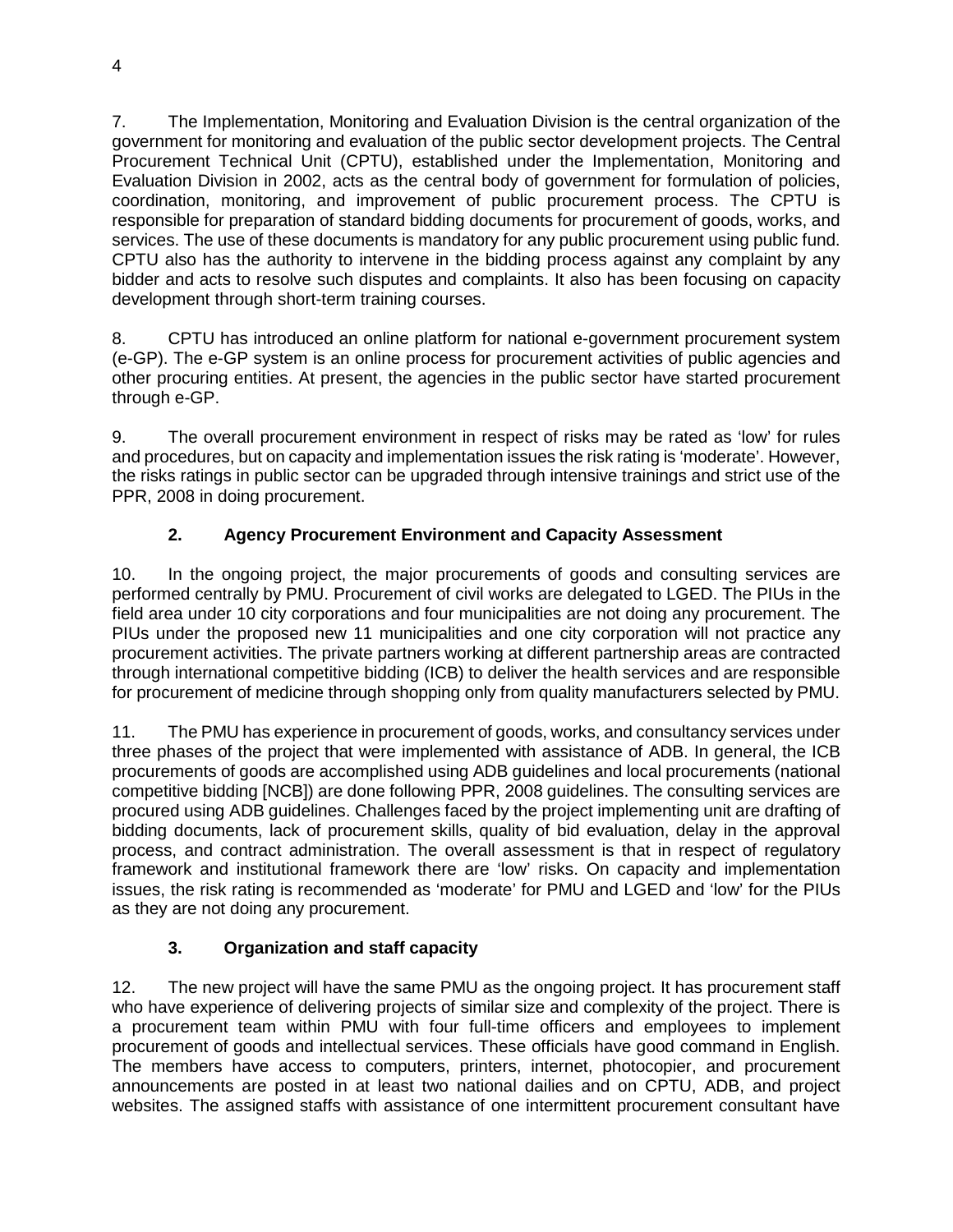7. The Implementation, Monitoring and Evaluation Division is the central organization of the government for monitoring and evaluation of the public sector development projects. The Central Procurement Technical Unit (CPTU), established under the Implementation, Monitoring and Evaluation Division in 2002, acts as the central body of government for formulation of policies, coordination, monitoring, and improvement of public procurement process. The CPTU is responsible for preparation of standard bidding documents for procurement of goods, works, and services. The use of these documents is mandatory for any public procurement using public fund. CPTU also has the authority to intervene in the bidding process against any complaint by any bidder and acts to resolve such disputes and complaints. It also has been focusing on capacity development through short-term training courses.

8. CPTU has introduced an online platform for national e-government procurement system (e-GP). The e-GP system is an online process for procurement activities of public agencies and other procuring entities. At present, the agencies in the public sector have started procurement through e-GP.

9. The overall procurement environment in respect of risks may be rated as 'low' for rules and procedures, but on capacity and implementation issues the risk rating is 'moderate'. However, the risks ratings in public sector can be upgraded through intensive trainings and strict use of the PPR, 2008 in doing procurement.

### 2. Agency Procurement Environment and Capacity Assessment

10. In the ongoing project, the major procurements of goods and consulting services are performed centrally by PMU. Procurement of civil works are delegated to LGED. The PIUs in the field area under 10 city corporations and four municipalities are not doing any procurement. The PIUs under the proposed new 11 municipalities and one city corporation will not practice any procurement activities. The private partners working at different partnership areas are contracted through international competitive bidding (ICB) to deliver the health services and are responsible for procurement of medicine through shopping only from quality manufacturers selected by PMU.

11. The PMU has experience in procurement of goods, works, and consultancy services under three phases of the project that were implemented with assistance of ADB. In general, the ICB procurements of goods are accomplished using ADB guidelines and local procurements (national competitive bidding [NCB]) are done following PPR, 2008 guidelines. The consulting services are procured using ADB guidelines. Challenges faced by the project implementing unit are drafting of bidding documents, lack of procurement skills, quality of bid evaluation, delay in the approval process, and contract administration. The overall assessment is that in respect of regulatory framework and institutional framework there are 'low' risks. On capacity and implementation issues, the risk rating is recommended as 'moderate' for PMU and LGED and 'low' for the PIUs as they are not doing any procurement.

### 3. Organization and staff capacity

12. The new project will have the same PMU as the ongoing project. It has procurement staff who have experience of delivering projects of similar size and complexity of the project. There is a procurement team within PMU with four full-time officers and employees to implement procurement of goods and intellectual services. These officials have good command in English. The members have access to computers, printers, internet, photocopier, and procurement announcements are posted in at least two national dailies and on CPTU, ADB, and project websites. The assigned staffs with assistance of one intermittent procurement consultant have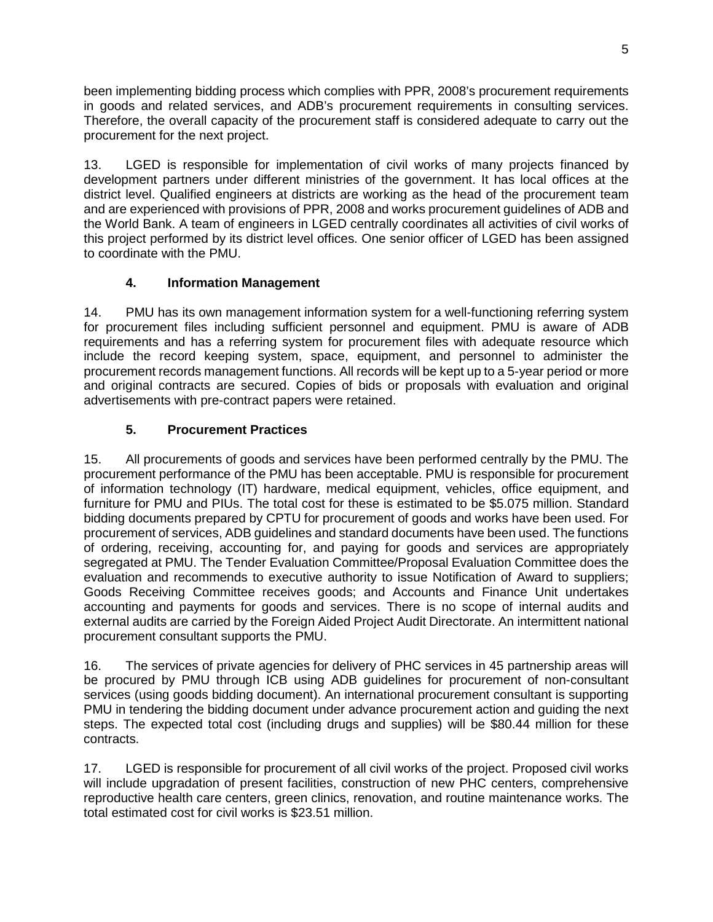been implementing bidding process which complies with PPR, 2008's procurement requirements in goods and related services, and ADB's procurement requirements in consulting services. Therefore, the overall capacity of the procurement staff is considered adequate to carry out the procurement for the next project.

13. LGED is responsible for implementation of civil works of many projects financed by development partners under different ministries of the government. It has local offices at the district level. Qualified engineers at districts are working as the head of the procurement team and are experienced with provisions of PPR, 2008 and works procurement guidelines of ADB and the World Bank. A team of engineers in LGED centrally coordinates all activities of civil works of this project performed by its district level offices. One senior officer of LGED has been assigned to coordinate with the PMU.

### 4. Information Management

14. PMU has its own management information system for a well-functioning referring system for procurement files including sufficient personnel and equipment. PMU is aware of ADB requirements and has a referring system for procurement files with adequate resource which include the record keeping system, space, equipment, and personnel to administer the procurement records management functions. All records will be kept up to a 5-year period or more and original contracts are secured. Copies of bids or proposals with evaluation and original advertisements with pre-contract papers were retained.

### 5. Procurement Practices

15. All procurements of goods and services have been performed centrally by the PMU. The procurement performance of the PMU has been acceptable. PMU is responsible for procurement of information technology (IT) hardware, medical equipment, vehicles, office equipment, and furniture for PMU and PIUs. The total cost for these is estimated to be $5.075 million. Standard bidding documents prepared by CPTU for procurement of goods and works have been used. For procurement of services, ADB guidelines and standard documents have been used. The functions of ordering, receiving, accounting for, and paying for goods and services are appropriately segregated at PMU. The Tender Evaluation Committee/Proposal Evaluation Committee does the evaluation and recommends to executive authority to issue Notification of Award to suppliers; Goods Receiving Committee receives goods; and Accounts and Finance Unit undertakes accounting and payments for goods and services. There is no scope of internal audits and external audits are carried by the Foreign Aided Project Audit Directorate. An intermittent national procurement consultant supports the PMU.

16. The services of private agencies for delivery of PHC services in 45 partnership areas will be procured by PMU through ICB using ADB guidelines for procurement of non-consultant services (using goods bidding document). An international procurement consultant is supporting PMU in tendering the bidding document under advance procurement action and guiding the next steps. The expected total cost (including drugs and supplies) will be $80.44 million for these contracts.

17. LGED is responsible for procurement of all civil works of the project. Proposed civil works will include upgradation of present facilities, construction of new PHC centers, comprehensive reproductive health care centers, green clinics, renovation, and routine maintenance works. The total estimated cost for civil works is $23.51 million.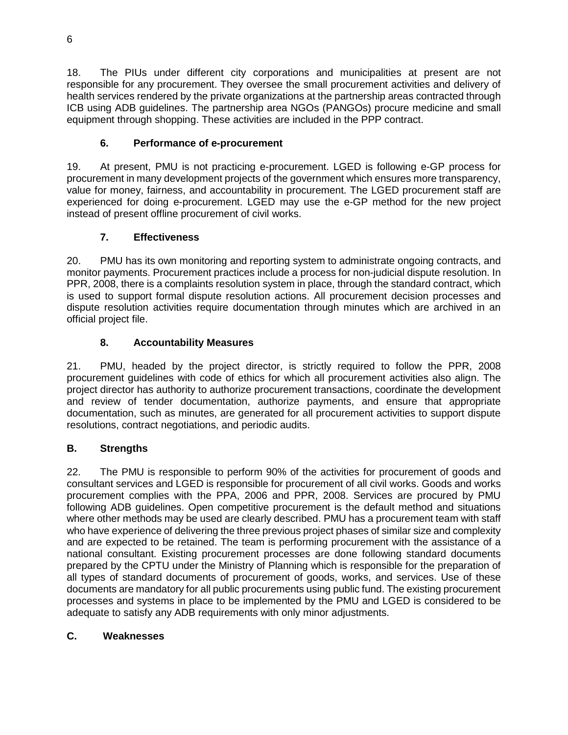18. The PIUs under different city corporations and municipalities at present are not responsible for any procurement. They oversee the small procurement activities and delivery of health services rendered by the private organizations at the partnership areas contracted through ICB using ADB guidelines. The partnership area NGOs (PANGOs) procure medicine and small equipment through shopping. These activities are included in the PPP contract.

### 6. Performance of e-procurement

19. At present, PMU is not practicing e-procurement. LGED is following e-GP process for procurement in many development projects of the government which ensures more transparency, value for money, fairness, and accountability in procurement. The LGED procurement staff are experienced for doing e-procurement. LGED may use the e-GP method for the new project instead of present offline procurement of civil works.

### 7. Effectiveness

20. PMU has its own monitoring and reporting system to administrate ongoing contracts, and monitor payments. Procurement practices include a process for non-judicial dispute resolution. In PPR, 2008, there is a complaints resolution system in place, through the standard contract, which is used to support formal dispute resolution actions. All procurement decision processes and dispute resolution activities require documentation through minutes which are archived in an official project file.

### 8. Accountability Measures

21. PMU, headed by the project director, is strictly required to follow the PPR, 2008 procurement guidelines with code of ethics for which all procurement activities also align. The project director has authority to authorize procurement transactions, coordinate the development and review of tender documentation, authorize payments, and ensure that appropriate documentation, such as minutes, are generated for all procurement activities to support dispute resolutions, contract negotiations, and periodic audits.

## B. Strengths

22. The PMU is responsible to perform 90% of the activities for procurement of goods and consultant services and LGED is responsible for procurement of all civil works. Goods and works procurement complies with the PPA, 2006 and PPR, 2008. Services are procured by PMU following ADB guidelines. Open competitive procurement is the default method and situations where other methods may be used are clearly described. PMU has a procurement team with staff who have experience of delivering the three previous project phases of similar size and complexity and are expected to be retained. The team is performing procurement with the assistance of a national consultant. Existing procurement processes are done following standard documents prepared by the CPTU under the Ministry of Planning which is responsible for the preparation of all types of standard documents of procurement of goods, works, and services. Use of these documents are mandatory for all public procurements using public fund. The existing procurement processes and systems in place to be implemented by the PMU and LGED is considered to be adequate to satisfy any ADB requirements with only minor adjustments.

## C. Weaknesses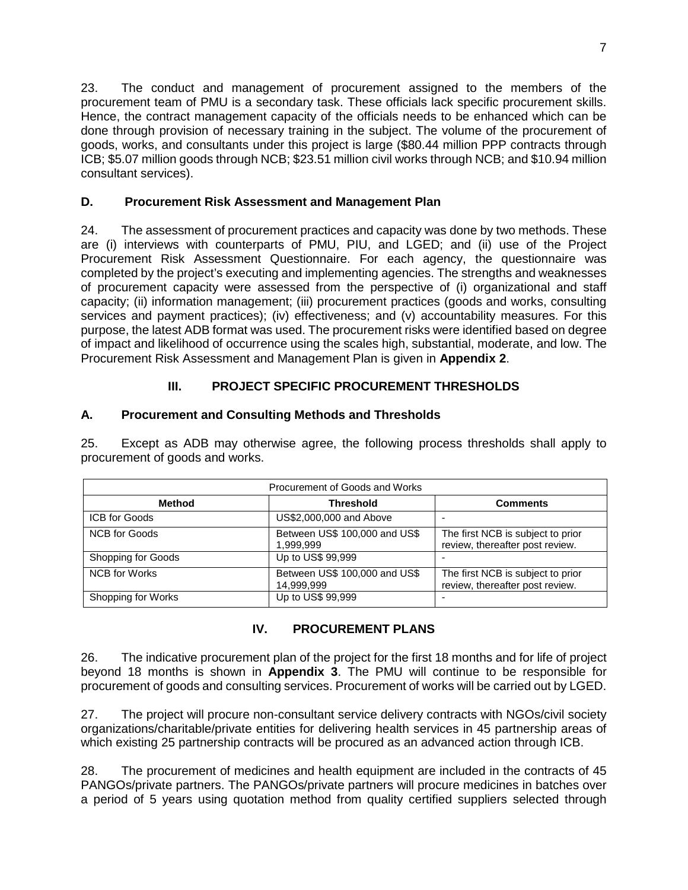23. The conduct and management of procurement assigned to the members of the procurement team of PMU is a secondary task. These officials lack specific procurement skills. Hence, the contract management capacity of the officials needs to be enhanced which can be done through provision of necessary training in the subject. The volume of the procurement of goods, works, and consultants under this project is large ($80.44 million PPP contracts through ICB; $5.07 million goods through NCB; $23.51 million civil works through NCB; and $10.94 million consultant services).

### D. Procurement Risk Assessment and Management Plan

24. The assessment of procurement practices and capacity was done by two methods. These are (i) interviews with counterparts of PMU, PIU, and LGED; and (ii) use of the Project Procurement Risk Assessment Questionnaire. For each agency, the questionnaire was completed by the project's executing and implementing agencies. The strengths and weaknesses of procurement capacity were assessed from the perspective of (i) organizational and staff capacity; (ii) information management; (iii) procurement practices (goods and works, consulting services and payment practices); (iv) effectiveness; and (v) accountability measures. For this purpose, the latest ADB format was used. The procurement risks were identified based on degree of impact and likelihood of occurrence using the scales high, substantial, moderate, and low. The Procurement Risk Assessment and Management Plan is given in **Appendix 2**.

## III. PROJECT SPECIFIC PROCUREMENT THRESHOLDS

### A. Procurement and Consulting Methods and Thresholds

25. Except as ADB may otherwise agree, the following process thresholds shall apply to procurement of goods and works.

| Procurement of Goods and Works | | |
|---|---|---|
| **Method** | **Threshold** | **Comments** |
| ICB for Goods | US$2,000,000 and Above | - |
| NCB for Goods | Between US$ 100,000 and US$ 1,999,999 | The first NCB is subject to prior review, thereafter post review. |
| Shopping for Goods | Up to US$ 99,999 | - |
| NCB for Works | Between US$ 100,000 and US$ 14,999,999 | The first NCB is subject to prior review, thereafter post review. |
| Shopping for Works | Up to US$ 99,999 | - |

## IV. PROCUREMENT PLANS

26. The indicative procurement plan of the project for the first 18 months and for life of project beyond 18 months is shown in **Appendix 3**. The PMU will continue to be responsible for procurement of goods and consulting services. Procurement of works will be carried out by LGED.

27. The project will procure non-consultant service delivery contracts with NGOs/civil society organizations/charitable/private entities for delivering health services in 45 partnership areas of which existing 25 partnership contracts will be procured as an advanced action through ICB.

28. The procurement of medicines and health equipment are included in the contracts of 45 PANGOs/private partners. The PANGOs/private partners will procure medicines in batches over a period of 5 years using quotation method from quality certified suppliers selected through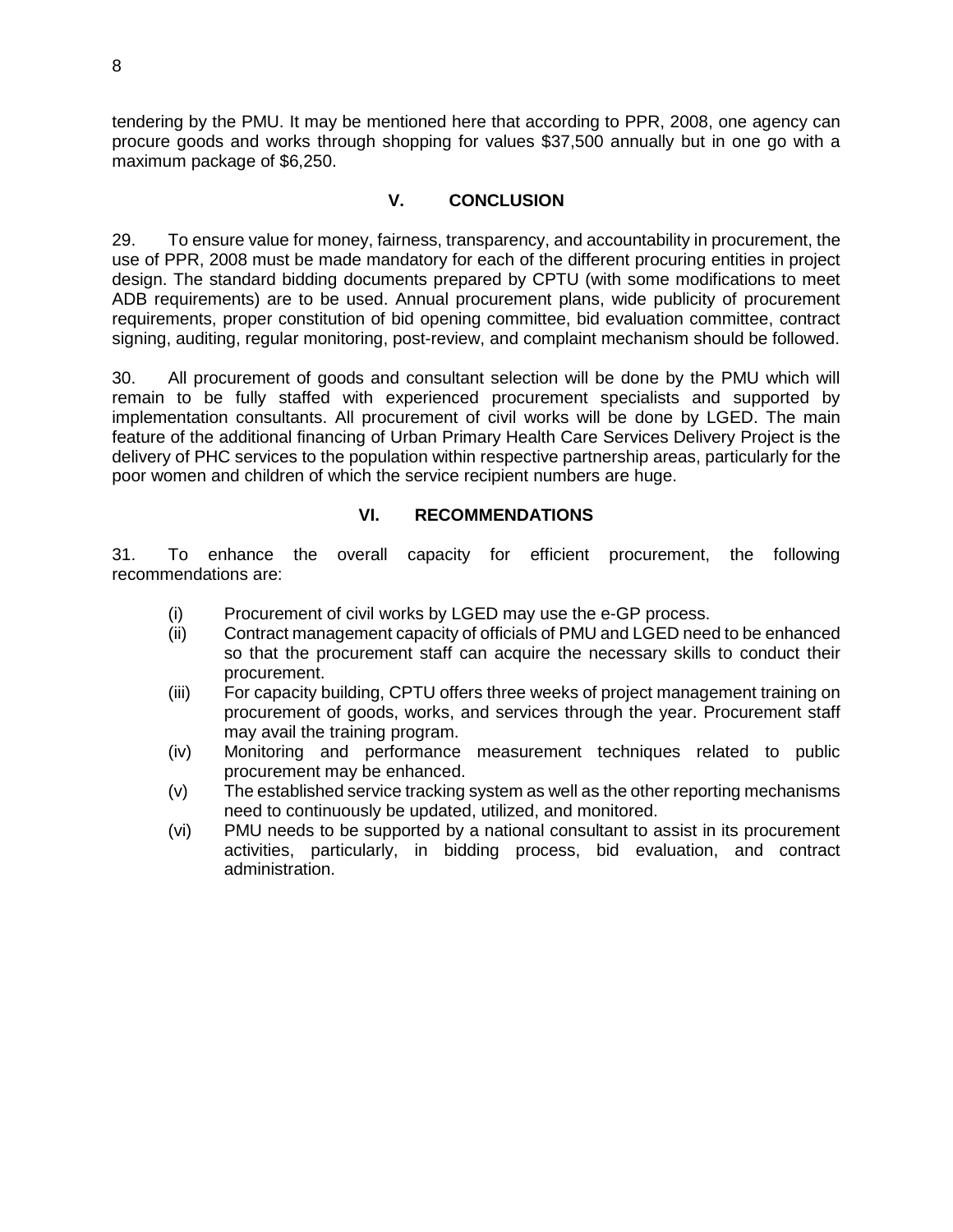tendering by the PMU. It may be mentioned here that according to PPR, 2008, one agency can procure goods and works through shopping for values $37,500 annually but in one go with a maximum package of $6,250.

## V. CONCLUSION

29. To ensure value for money, fairness, transparency, and accountability in procurement, the use of PPR, 2008 must be made mandatory for each of the different procuring entities in project design. The standard bidding documents prepared by CPTU (with some modifications to meet ADB requirements) are to be used. Annual procurement plans, wide publicity of procurement requirements, proper constitution of bid opening committee, bid evaluation committee, contract signing, auditing, regular monitoring, post-review, and complaint mechanism should be followed.

30. All procurement of goods and consultant selection will be done by the PMU which will remain to be fully staffed with experienced procurement specialists and supported by implementation consultants. All procurement of civil works will be done by LGED. The main feature of the additional financing of Urban Primary Health Care Services Delivery Project is the delivery of PHC services to the population within respective partnership areas, particularly for the poor women and children of which the service recipient numbers are huge.

## VI. RECOMMENDATIONS

31. To enhance the overall capacity for efficient procurement, the following recommendations are:

(i) Procurement of civil works by LGED may use the e-GP process.

(ii) Contract management capacity of officials of PMU and LGED need to be enhanced so that the procurement staff can acquire the necessary skills to conduct their procurement.

(iii) For capacity building, CPTU offers three weeks of project management training on procurement of goods, works, and services through the year. Procurement staff may avail the training program.

(iv) Monitoring and performance measurement techniques related to public procurement may be enhanced.

(v) The established service tracking system as well as the other reporting mechanisms need to continuously be updated, utilized, and monitored.

(vi) PMU needs to be supported by a national consultant to assist in its procurement activities, particularly, in bidding process, bid evaluation, and contract administration.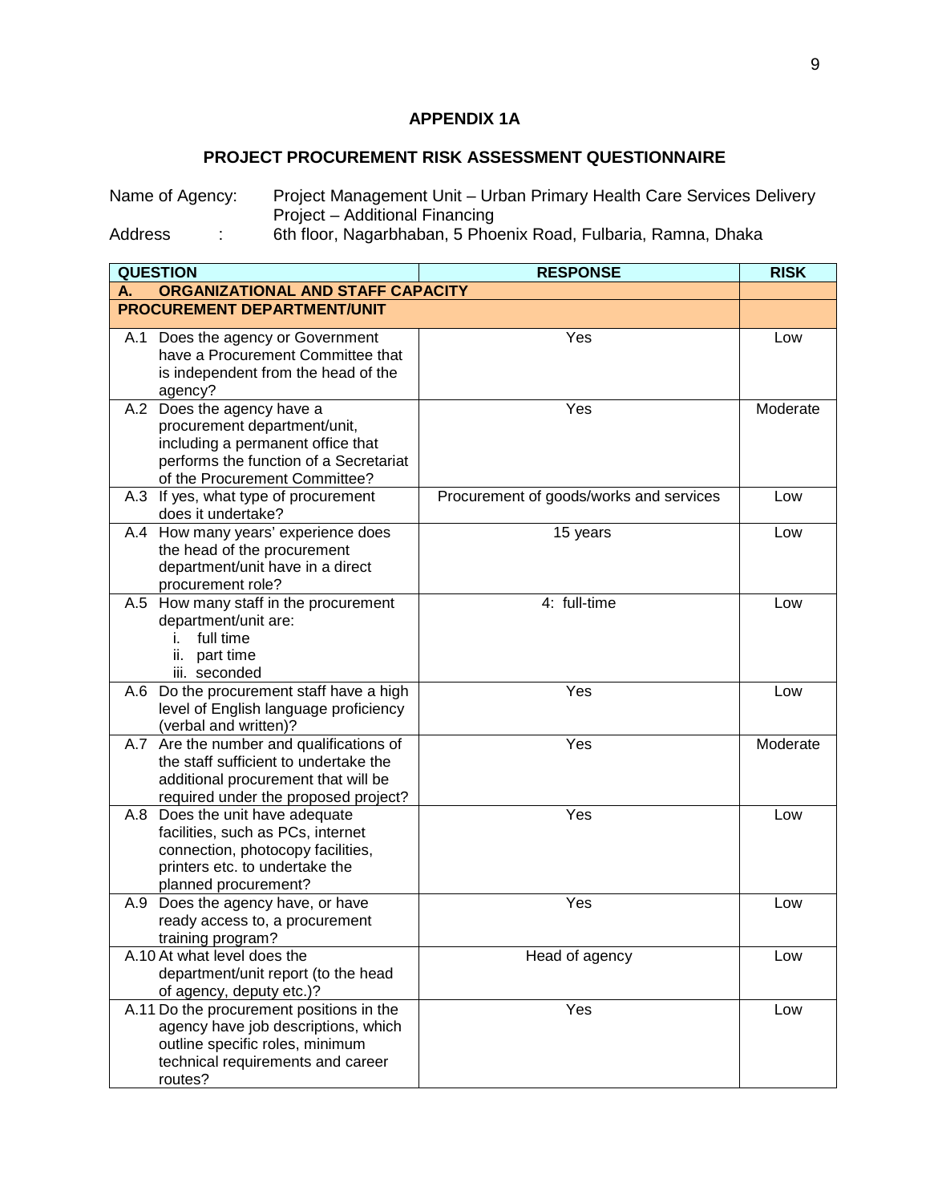## APPENDIX 1A

## PROJECT PROCUREMENT RISK ASSESSMENT QUESTIONNAIRE

Name of Agency: Project Management Unit – Urban Primary Health Care Services Delivery Project – Additional Financing

Address : 6th floor, Nagarbhaban, 5 Phoenix Road, Fulbaria, Ramna, Dhaka

| QUESTION | RESPONSE | RISK |
|---|---|---|
| **A. ORGANIZATIONAL AND STAFF CAPACITY** | | |
| **PROCUREMENT DEPARTMENT/UNIT** | | |
| A.1 Does the agency or Government have a Procurement Committee that is independent from the head of the agency? | Yes | Low |
| A.2 Does the agency have a procurement department/unit, including a permanent office that performs the function of a Secretariat of the Procurement Committee? | Yes | Moderate |
| A.3 If yes, what type of procurement does it undertake? | Procurement of goods/works and services | Low |
| A.4 How many years' experience does the head of the procurement department/unit have in a direct procurement role? | 15 years | Low |
| A.5 How many staff in the procurement department/unit are: i. full time ii. part time iii. seconded | 4: full-time | Low |
| A.6 Do the procurement staff have a high level of English language proficiency (verbal and written)? | Yes | Low |
| A.7 Are the number and qualifications of the staff sufficient to undertake the additional procurement that will be required under the proposed project? | Yes | Moderate |
| A.8 Does the unit have adequate facilities, such as PCs, internet connection, photocopy facilities, printers etc. to undertake the planned procurement? | Yes | Low |
| A.9 Does the agency have, or have ready access to, a procurement training program? | Yes | Low |
| A.10 At what level does the department/unit report (to the head of agency, deputy etc.)? | Head of agency | Low |
| A.11 Do the procurement positions in the agency have job descriptions, which outline specific roles, minimum technical requirements and career routes? | Yes | Low |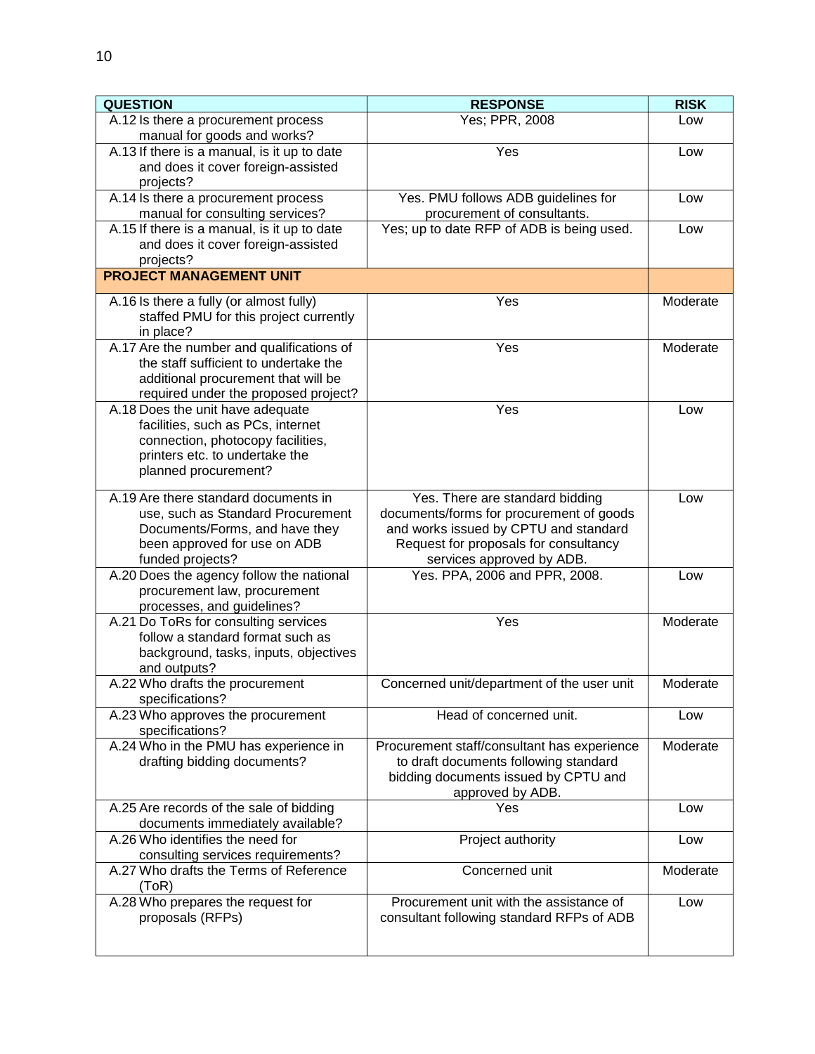| QUESTION | RESPONSE | RISK |
|---|---|---|
| A.12 Is there a procurement process manual for goods and works? | Yes; PPR, 2008 | Low |
| A.13 If there is a manual, is it up to date and does it cover foreign-assisted projects? | Yes | Low |
| A.14 Is there a procurement process manual for consulting services? | Yes. PMU follows ADB guidelines for procurement of consultants. | Low |
| A.15 If there is a manual, is it up to date and does it cover foreign-assisted projects? | Yes; up to date RFP of ADB is being used. | Low |
| **PROJECT MANAGEMENT UNIT** | | |
| A.16 Is there a fully (or almost fully) staffed PMU for this project currently in place? | Yes | Moderate |
| A.17 Are the number and qualifications of the staff sufficient to undertake the additional procurement that will be required under the proposed project? | Yes | Moderate |
| A.18 Does the unit have adequate facilities, such as PCs, internet connection, photocopy facilities, printers etc. to undertake the planned procurement? | Yes | Low |
| A.19 Are there standard documents in use, such as Standard Procurement Documents/Forms, and have they been approved for use on ADB funded projects? | Yes. There are standard bidding documents/forms for procurement of goods and works issued by CPTU and standard Request for proposals for consultancy services approved by ADB. | Low |
| A.20 Does the agency follow the national procurement law, procurement processes, and guidelines? | Yes. PPA, 2006 and PPR, 2008. | Low |
| A.21 Do ToRs for consulting services follow a standard format such as background, tasks, inputs, objectives and outputs? | Yes | Moderate |
| A.22 Who drafts the procurement specifications? | Concerned unit/department of the user unit | Moderate |
| A.23 Who approves the procurement specifications? | Head of concerned unit. | Low |
| A.24 Who in the PMU has experience in drafting bidding documents? | Procurement staff/consultant has experience to draft documents following standard bidding documents issued by CPTU and approved by ADB. | Moderate |
| A.25 Are records of the sale of bidding documents immediately available? | Yes | Low |
| A.26 Who identifies the need for consulting services requirements? | Project authority | Low |
| A.27 Who drafts the Terms of Reference (ToR) | Concerned unit | Moderate |
| A.28 Who prepares the request for proposals (RFPs) | Procurement unit with the assistance of consultant following standard RFPs of ADB | Low |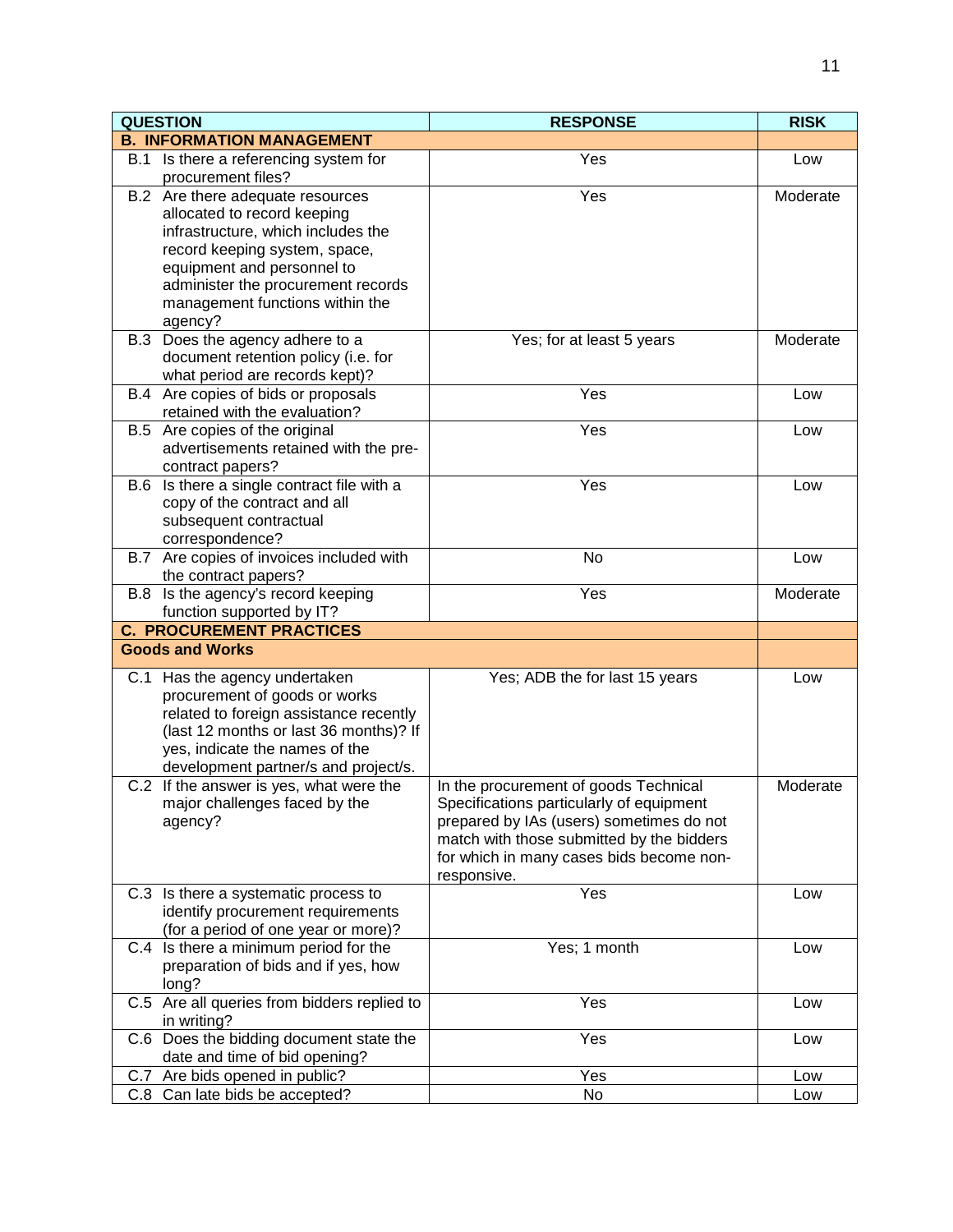| QUESTION | RESPONSE | RISK |
|---|---|---|
| **B. INFORMATION MANAGEMENT** | | |
| B.1 Is there a referencing system for procurement files? | Yes | Low |
| B.2 Are there adequate resources allocated to record keeping infrastructure, which includes the record keeping system, space, equipment and personnel to administer the procurement records management functions within the agency? | Yes | Moderate |
| B.3 Does the agency adhere to a document retention policy (i.e. for what period are records kept)? | Yes; for at least 5 years | Moderate |
| B.4 Are copies of bids or proposals retained with the evaluation? | Yes | Low |
| B.5 Are copies of the original advertisements retained with the pre-contract papers? | Yes | Low |
| B.6 Is there a single contract file with a copy of the contract and all subsequent contractual correspondence? | Yes | Low |
| B.7 Are copies of invoices included with the contract papers? | No | Low |
| B.8 Is the agency's record keeping function supported by IT? | Yes | Moderate |
| **C. PROCUREMENT PRACTICES** | | |
| **Goods and Works** | | |
| C.1 Has the agency undertaken procurement of goods or works related to foreign assistance recently (last 12 months or last 36 months)? If yes, indicate the names of the development partner/s and project/s. | Yes; ADB the for last 15 years | Low |
| C.2 If the answer is yes, what were the major challenges faced by the agency? | In the procurement of goods Technical Specifications particularly of equipment prepared by IAs (users) sometimes do not match with those submitted by the bidders for which in many cases bids become non-responsive. | Moderate |
| C.3 Is there a systematic process to identify procurement requirements (for a period of one year or more)? | Yes | Low |
| C.4 Is there a minimum period for the preparation of bids and if yes, how long? | Yes; 1 month | Low |
| C.5 Are all queries from bidders replied to in writing? | Yes | Low |
| C.6 Does the bidding document state the date and time of bid opening? | Yes | Low |
| C.7 Are bids opened in public? | Yes | Low |
| C.8 Can late bids be accepted? | No | Low |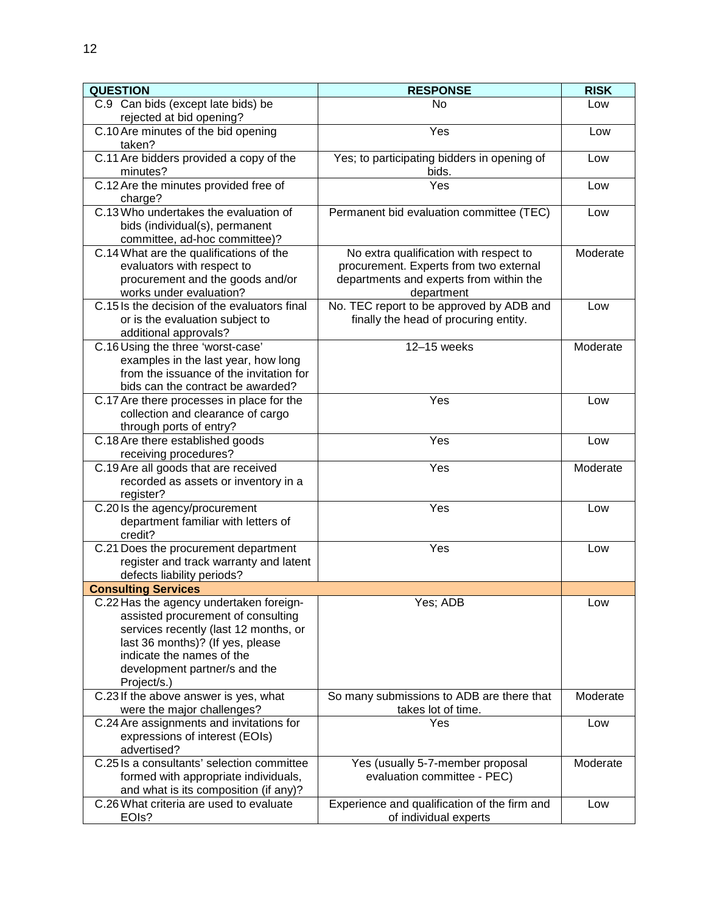| QUESTION | RESPONSE | RISK |
|---|---|---|
| C.9 Can bids (except late bids) be rejected at bid opening? | No | Low |
| C.10 Are minutes of the bid opening taken? | Yes | Low |
| C.11 Are bidders provided a copy of the minutes? | Yes; to participating bidders in opening of bids. | Low |
| C.12 Are the minutes provided free of charge? | Yes | Low |
| C.13 Who undertakes the evaluation of bids (individual(s), permanent committee, ad-hoc committee)? | Permanent bid evaluation committee (TEC) | Low |
| C.14 What are the qualifications of the evaluators with respect to procurement and the goods and/or works under evaluation? | No extra qualification with respect to procurement. Experts from two external departments and experts from within the department | Moderate |
| C.15 Is the decision of the evaluators final or is the evaluation subject to additional approvals? | No. TEC report to be approved by ADB and finally the head of procuring entity. | Low |
| C.16 Using the three 'worst-case' examples in the last year, how long from the issuance of the invitation for bids can the contract be awarded? | 12–15 weeks | Moderate |
| C.17 Are there processes in place for the collection and clearance of cargo through ports of entry? | Yes | Low |
| C.18 Are there established goods receiving procedures? | Yes | Low |
| C.19 Are all goods that are received recorded as assets or inventory in a register? | Yes | Moderate |
| C.20 Is the agency/procurement department familiar with letters of credit? | Yes | Low |
| C.21 Does the procurement department register and track warranty and latent defects liability periods? | Yes | Low |
| **Consulting Services** | | |
| C.22 Has the agency undertaken foreign-assisted procurement of consulting services recently (last 12 months, or last 36 months)? (If yes, please indicate the names of the development partner/s and the Project/s.) | Yes; ADB | Low |
| C.23 If the above answer is yes, what were the major challenges? | So many submissions to ADB are there that takes lot of time. | Moderate |
| C.24 Are assignments and invitations for expressions of interest (EOIs) advertised? | Yes | Low |
| C.25 Is a consultants' selection committee formed with appropriate individuals, and what is its composition (if any)? | Yes (usually 5-7-member proposal evaluation committee - PEC) | Moderate |
| C.26 What criteria are used to evaluate EOIs? | Experience and qualification of the firm and of individual experts | Low |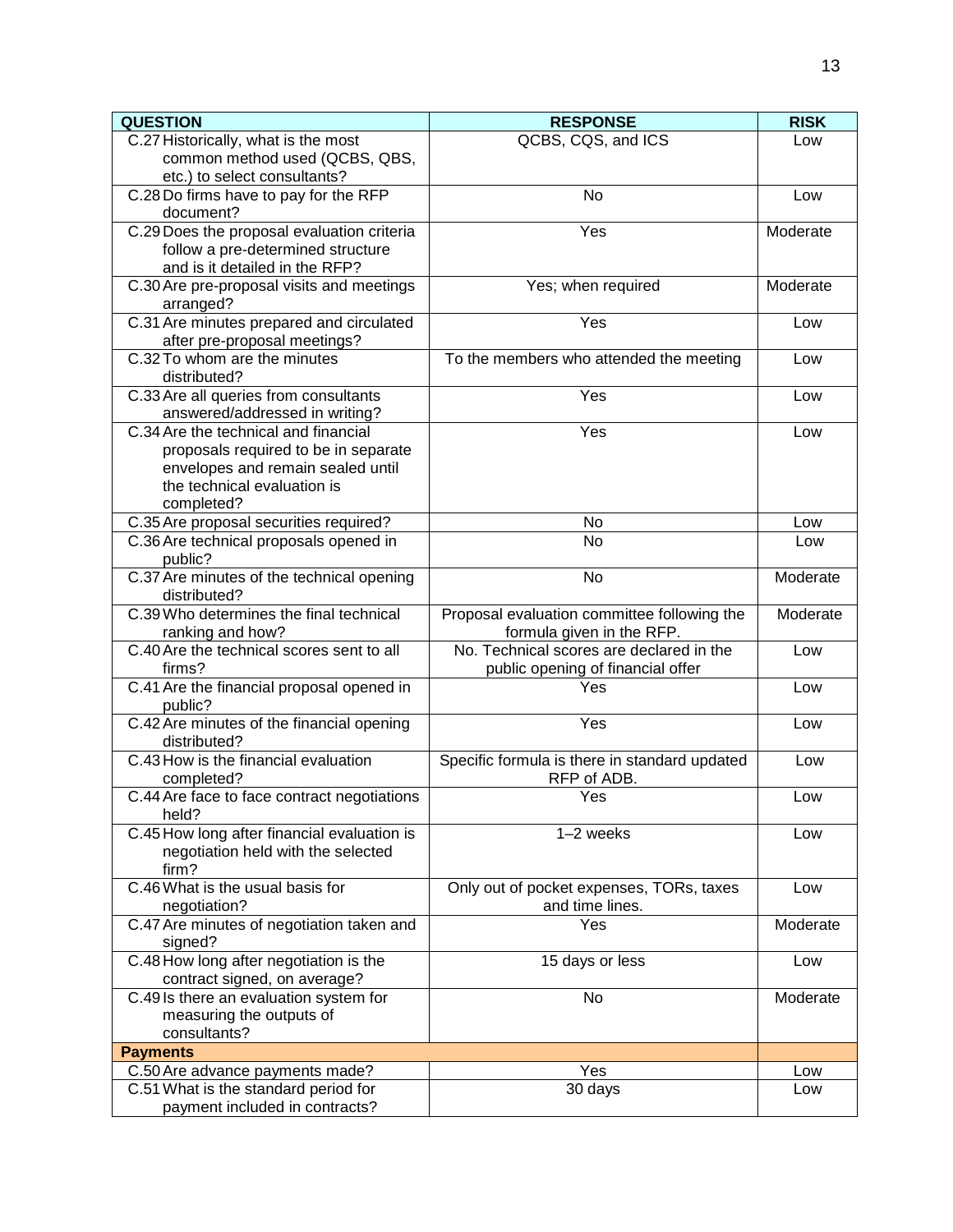| QUESTION | RESPONSE | RISK |
|---|---|---|
| C.27 Historically, what is the most common method used (QCBS, QBS, etc.) to select consultants? | QCBS, CQS, and ICS | Low |
| C.28 Do firms have to pay for the RFP document? | No | Low |
| C.29 Does the proposal evaluation criteria follow a pre-determined structure and is it detailed in the RFP? | Yes | Moderate |
| C.30 Are pre-proposal visits and meetings arranged? | Yes; when required | Moderate |
| C.31 Are minutes prepared and circulated after pre-proposal meetings? | Yes | Low |
| C.32 To whom are the minutes distributed? | To the members who attended the meeting | Low |
| C.33 Are all queries from consultants answered/addressed in writing? | Yes | Low |
| C.34 Are the technical and financial proposals required to be in separate envelopes and remain sealed until the technical evaluation is completed? | Yes | Low |
| C.35 Are proposal securities required? | No | Low |
| C.36 Are technical proposals opened in public? | No | Low |
| C.37 Are minutes of the technical opening distributed? | No | Moderate |
| C.39 Who determines the final technical ranking and how? | Proposal evaluation committee following the formula given in the RFP. | Moderate |
| C.40 Are the technical scores sent to all firms? | No. Technical scores are declared in the public opening of financial offer | Low |
| C.41 Are the financial proposal opened in public? | Yes | Low |
| C.42 Are minutes of the financial opening distributed? | Yes | Low |
| C.43 How is the financial evaluation completed? | Specific formula is there in standard updated RFP of ADB. | Low |
| C.44 Are face to face contract negotiations held? | Yes | Low |
| C.45 How long after financial evaluation is negotiation held with the selected firm? | 1–2 weeks | Low |
| C.46 What is the usual basis for negotiation? | Only out of pocket expenses, TORs, taxes and time lines. | Low |
| C.47 Are minutes of negotiation taken and signed? | Yes | Moderate |
| C.48 How long after negotiation is the contract signed, on average? | 15 days or less | Low |
| C.49 Is there an evaluation system for measuring the outputs of consultants? | No | Moderate |
| **Payments** | | |
| C.50 Are advance payments made? | Yes | Low |
| C.51 What is the standard period for payment included in contracts? | 30 days | Low |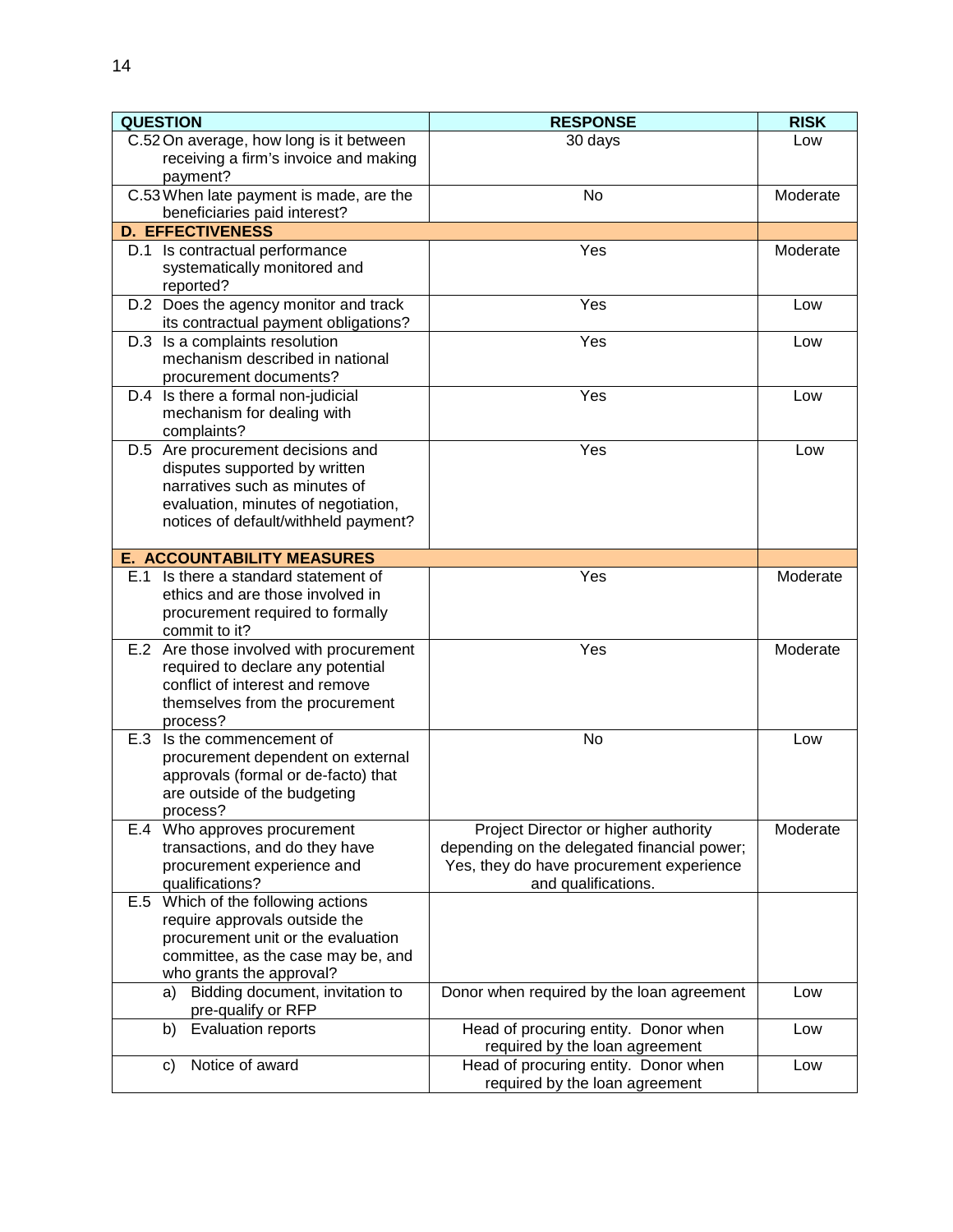| QUESTION | RESPONSE | RISK |
|---|---|---|
| C.52 On average, how long is it between receiving a firm's invoice and making payment? | 30 days | Low |
| C.53 When late payment is made, are the beneficiaries paid interest? | No | Moderate |
| **D. EFFECTIVENESS** | | |
| D.1 Is contractual performance systematically monitored and reported? | Yes | Moderate |
| D.2 Does the agency monitor and track its contractual payment obligations? | Yes | Low |
| D.3 Is a complaints resolution mechanism described in national procurement documents? | Yes | Low |
| D.4 Is there a formal non-judicial mechanism for dealing with complaints? | Yes | Low |
| D.5 Are procurement decisions and disputes supported by written narratives such as minutes of evaluation, minutes of negotiation, notices of default/withheld payment? | Yes | Low |
| **E. ACCOUNTABILITY MEASURES** | | |
| E.1 Is there a standard statement of ethics and are those involved in procurement required to formally commit to it? | Yes | Moderate |
| E.2 Are those involved with procurement required to declare any potential conflict of interest and remove themselves from the procurement process? | Yes | Moderate |
| E.3 Is the commencement of procurement dependent on external approvals (formal or de-facto) that are outside of the budgeting process? | No | Low |
| E.4 Who approves procurement transactions, and do they have procurement experience and qualifications? | Project Director or higher authority depending on the delegated financial power; Yes, they do have procurement experience and qualifications. | Moderate |
| E.5 Which of the following actions require approvals outside the procurement unit or the evaluation committee, as the case may be, and who grants the approval? | | |
| a) Bidding document, invitation to pre-qualify or RFP | Donor when required by the loan agreement | Low |
| b) Evaluation reports | Head of procuring entity. Donor when required by the loan agreement | Low |
| c) Notice of award | Head of procuring entity. Donor when required by the loan agreement | Low |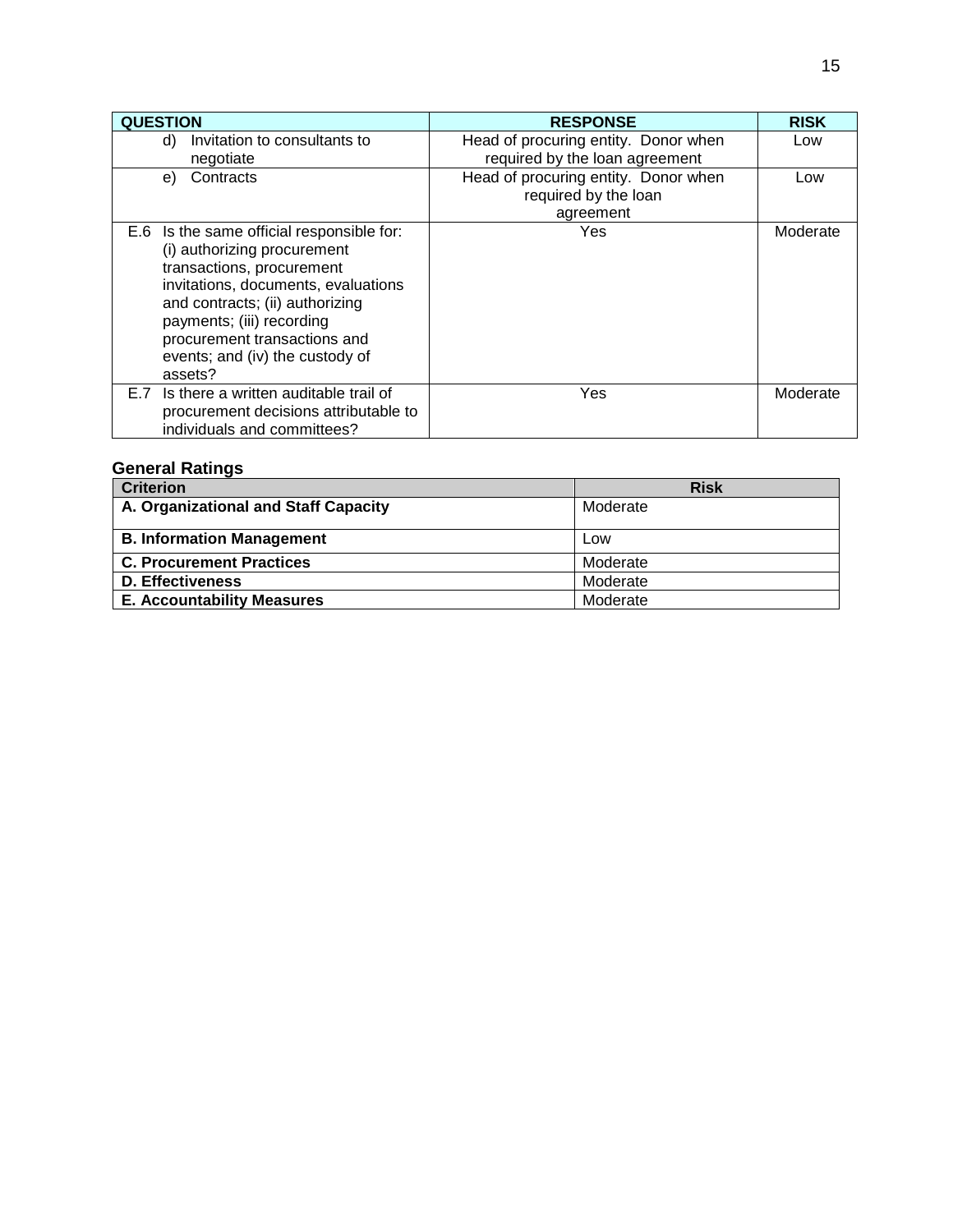| QUESTION | RESPONSE | RISK |
| --- | --- | --- |
| d) Invitation to consultants to negotiate | Head of procuring entity. Donor when required by the loan agreement | Low |
| e) Contracts | Head of procuring entity. Donor when required by the loan agreement | Low |
| E.6 Is the same official responsible for: (i) authorizing procurement transactions, procurement invitations, documents, evaluations and contracts; (ii) authorizing payments; (iii) recording procurement transactions and events; and (iv) the custody of assets? | Yes | Moderate |
| E.7 Is there a written auditable trail of procurement decisions attributable to individuals and committees? | Yes | Moderate |

### General Ratings

| Criterion | Risk |
| --- | --- |
| **A. Organizational and Staff Capacity** | Moderate |
| **B. Information Management** | Low |
| **C. Procurement Practices** | Moderate |
| **D. Effectiveness** | Moderate |
| **E. Accountability Measures** | Moderate |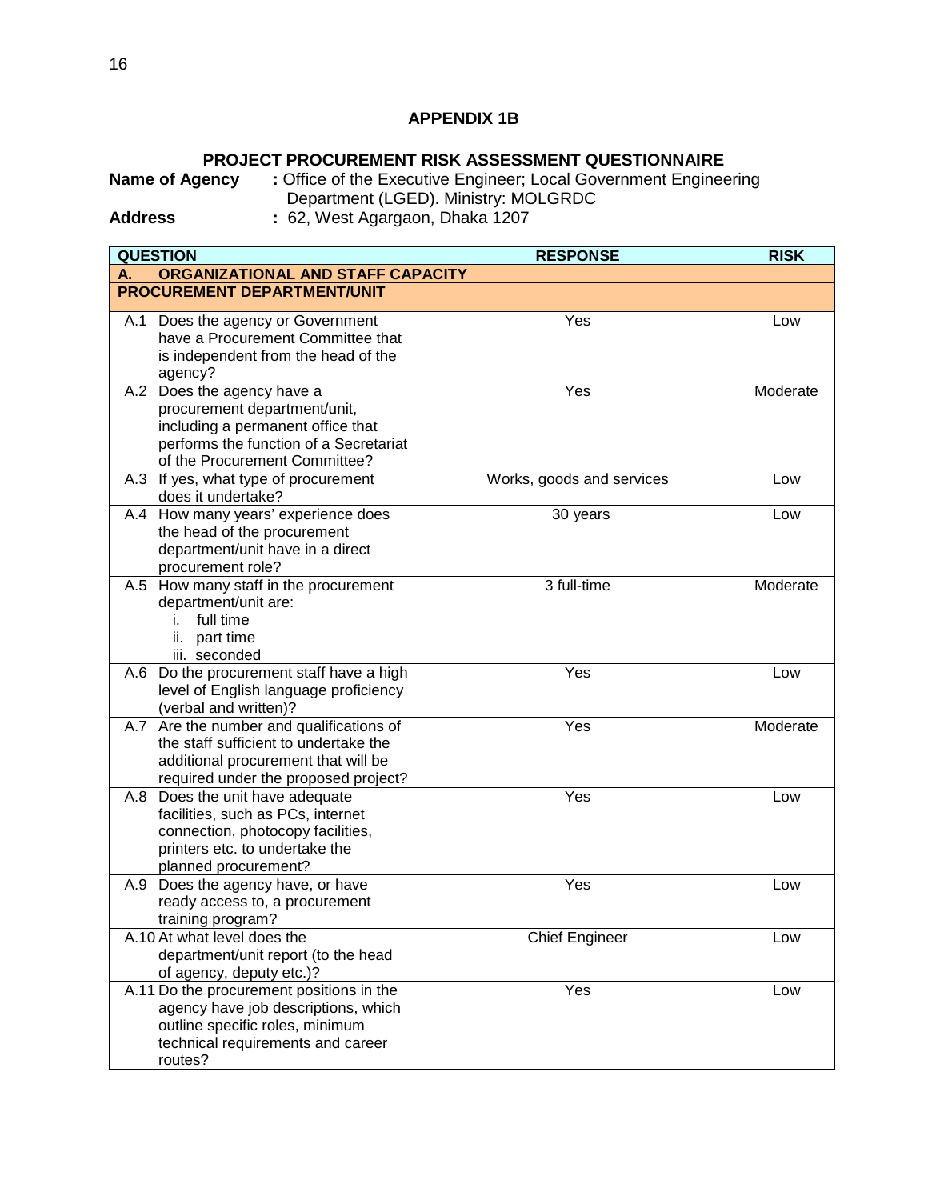## APPENDIX 1B

## PROJECT PROCUREMENT RISK ASSESSMENT QUESTIONNAIRE

**Name of Agency** : Office of the Executive Engineer; Local Government Engineering Department (LGED). Ministry: MOLGRDC

**Address** : 62, West Agargaon, Dhaka 1207

| QUESTION | RESPONSE | RISK |
|---|---|---|
| **A. ORGANIZATIONAL AND STAFF CAPACITY** | | |
| **PROCUREMENT DEPARTMENT/UNIT** | | |
| A.1 Does the agency or Government have a Procurement Committee that is independent from the head of the agency? | Yes | Low |
| A.2 Does the agency have a procurement department/unit, including a permanent office that performs the function of a Secretariat of the Procurement Committee? | Yes | Moderate |
| A.3 If yes, what type of procurement does it undertake? | Works, goods and services | Low |
| A.4 How many years' experience does the head of the procurement department/unit have in a direct procurement role? | 30 years | Low |
| A.5 How many staff in the procurement department/unit are: i. full time ii. part time iii. seconded | 3 full-time | Moderate |
| A.6 Do the procurement staff have a high level of English language proficiency (verbal and written)? | Yes | Low |
| A.7 Are the number and qualifications of the staff sufficient to undertake the additional procurement that will be required under the proposed project? | Yes | Moderate |
| A.8 Does the unit have adequate facilities, such as PCs, internet connection, photocopy facilities, printers etc. to undertake the planned procurement? | Yes | Low |
| A.9 Does the agency have, or have ready access to, a procurement training program? | Yes | Low |
| A.10 At what level does the department/unit report (to the head of agency, deputy etc.)? | Chief Engineer | Low |
| A.11 Do the procurement positions in the agency have job descriptions, which outline specific roles, minimum technical requirements and career routes? | Yes | Low |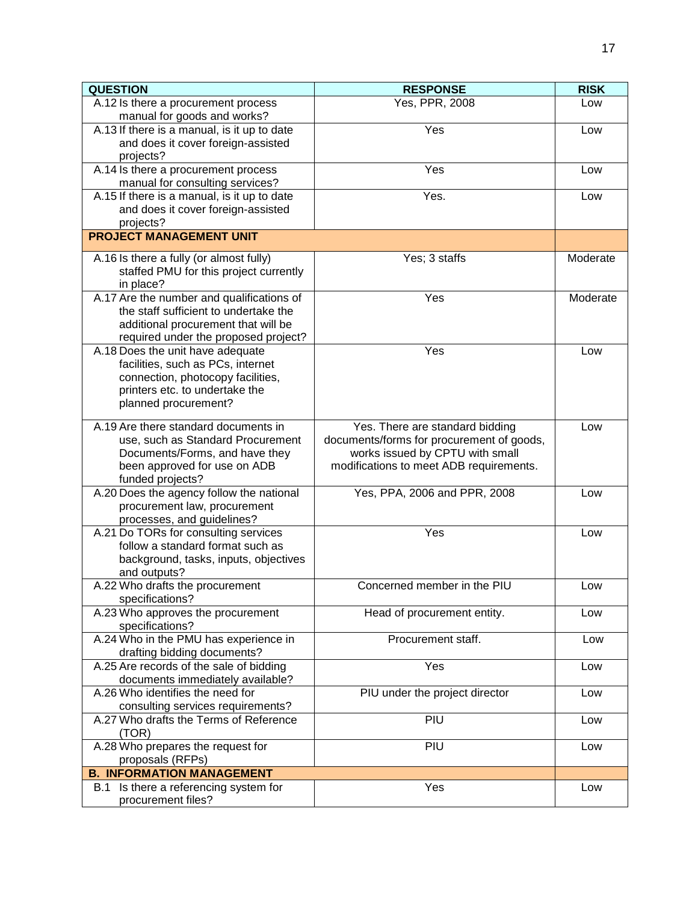| QUESTION | RESPONSE | RISK |
|---|---|---|
| A.12 Is there a procurement process manual for goods and works? | Yes, PPR, 2008 | Low |
| A.13 If there is a manual, is it up to date and does it cover foreign-assisted projects? | Yes | Low |
| A.14 Is there a procurement process manual for consulting services? | Yes | Low |
| A.15 If there is a manual, is it up to date and does it cover foreign-assisted projects? | Yes. | Low |
| **PROJECT MANAGEMENT UNIT** | | |
| A.16 Is there a fully (or almost fully) staffed PMU for this project currently in place? | Yes; 3 staffs | Moderate |
| A.17 Are the number and qualifications of the staff sufficient to undertake the additional procurement that will be required under the proposed project? | Yes | Moderate |
| A.18 Does the unit have adequate facilities, such as PCs, internet connection, photocopy facilities, printers etc. to undertake the planned procurement? | Yes | Low |
| A.19 Are there standard documents in use, such as Standard Procurement Documents/Forms, and have they been approved for use on ADB funded projects? | Yes. There are standard bidding documents/forms for procurement of goods, works issued by CPTU with small modifications to meet ADB requirements. | Low |
| A.20 Does the agency follow the national procurement law, procurement processes, and guidelines? | Yes, PPA, 2006 and PPR, 2008 | Low |
| A.21 Do TORs for consulting services follow a standard format such as background, tasks, inputs, objectives and outputs? | Yes | Low |
| A.22 Who drafts the procurement specifications? | Concerned member in the PIU | Low |
| A.23 Who approves the procurement specifications? | Head of procurement entity. | Low |
| A.24 Who in the PMU has experience in drafting bidding documents? | Procurement staff. | Low |
| A.25 Are records of the sale of bidding documents immediately available? | Yes | Low |
| A.26 Who identifies the need for consulting services requirements? | PIU under the project director | Low |
| A.27 Who drafts the Terms of Reference (TOR) | PIU | Low |
| A.28 Who prepares the request for proposals (RFPs) | PIU | Low |
| **B. INFORMATION MANAGEMENT** | | |
| B.1 Is there a referencing system for procurement files? | Yes | Low |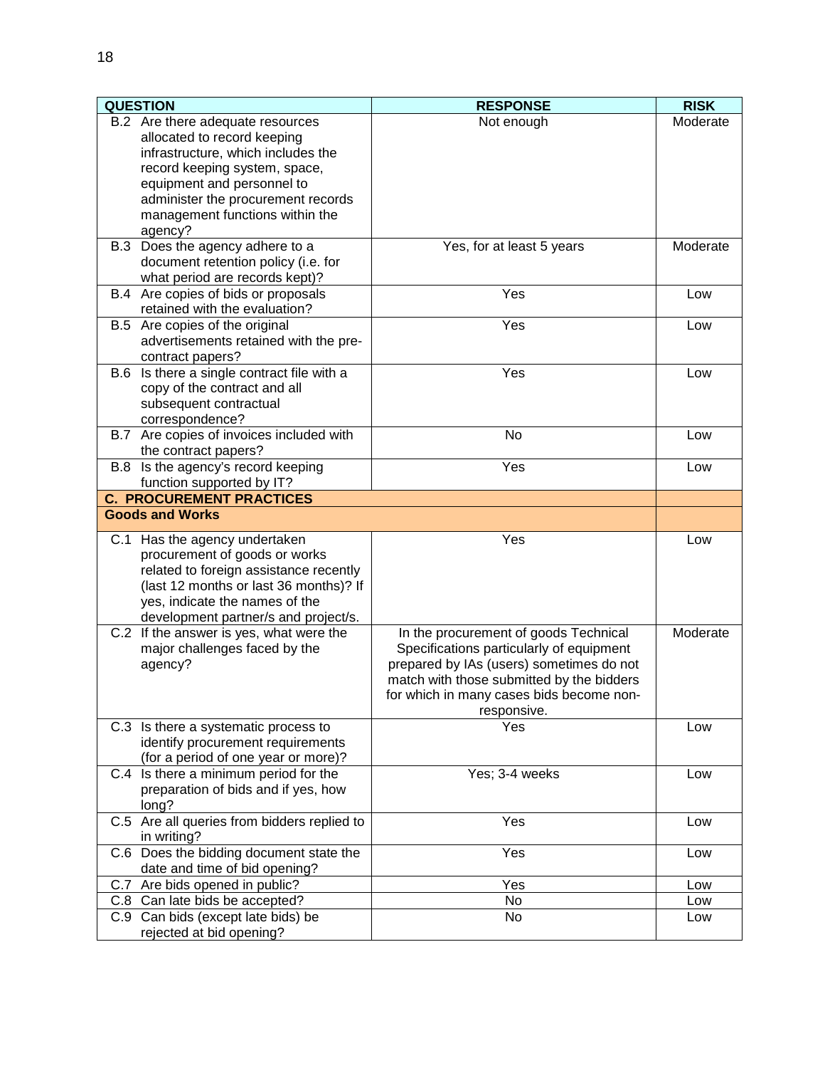| QUESTION | RESPONSE | RISK |
|---|---|---|
| B.2 Are there adequate resources allocated to record keeping infrastructure, which includes the record keeping system, space, equipment and personnel to administer the procurement records management functions within the agency? | Not enough | Moderate |
| B.3 Does the agency adhere to a document retention policy (i.e. for what period are records kept)? | Yes, for at least 5 years | Moderate |
| B.4 Are copies of bids or proposals retained with the evaluation? | Yes | Low |
| B.5 Are copies of the original advertisements retained with the pre-contract papers? | Yes | Low |
| B.6 Is there a single contract file with a copy of the contract and all subsequent contractual correspondence? | Yes | Low |
| B.7 Are copies of invoices included with the contract papers? | No | Low |
| B.8 Is the agency's record keeping function supported by IT? | Yes | Low |
| **C. PROCUREMENT PRACTICES** | | |
| **Goods and Works** | | |
| C.1 Has the agency undertaken procurement of goods or works related to foreign assistance recently (last 12 months or last 36 months)? If yes, indicate the names of the development partner/s and project/s. | Yes | Low |
| C.2 If the answer is yes, what were the major challenges faced by the agency? | In the procurement of goods Technical Specifications particularly of equipment prepared by IAs (users) sometimes do not match with those submitted by the bidders for which in many cases bids become non-responsive. | Moderate |
| C.3 Is there a systematic process to identify procurement requirements (for a period of one year or more)? | Yes | Low |
| C.4 Is there a minimum period for the preparation of bids and if yes, how long? | Yes; 3-4 weeks | Low |
| C.5 Are all queries from bidders replied to in writing? | Yes | Low |
| C.6 Does the bidding document state the date and time of bid opening? | Yes | Low |
| C.7 Are bids opened in public? | Yes | Low |
| C.8 Can late bids be accepted? | No | Low |
| C.9 Can bids (except late bids) be rejected at bid opening? | No | Low |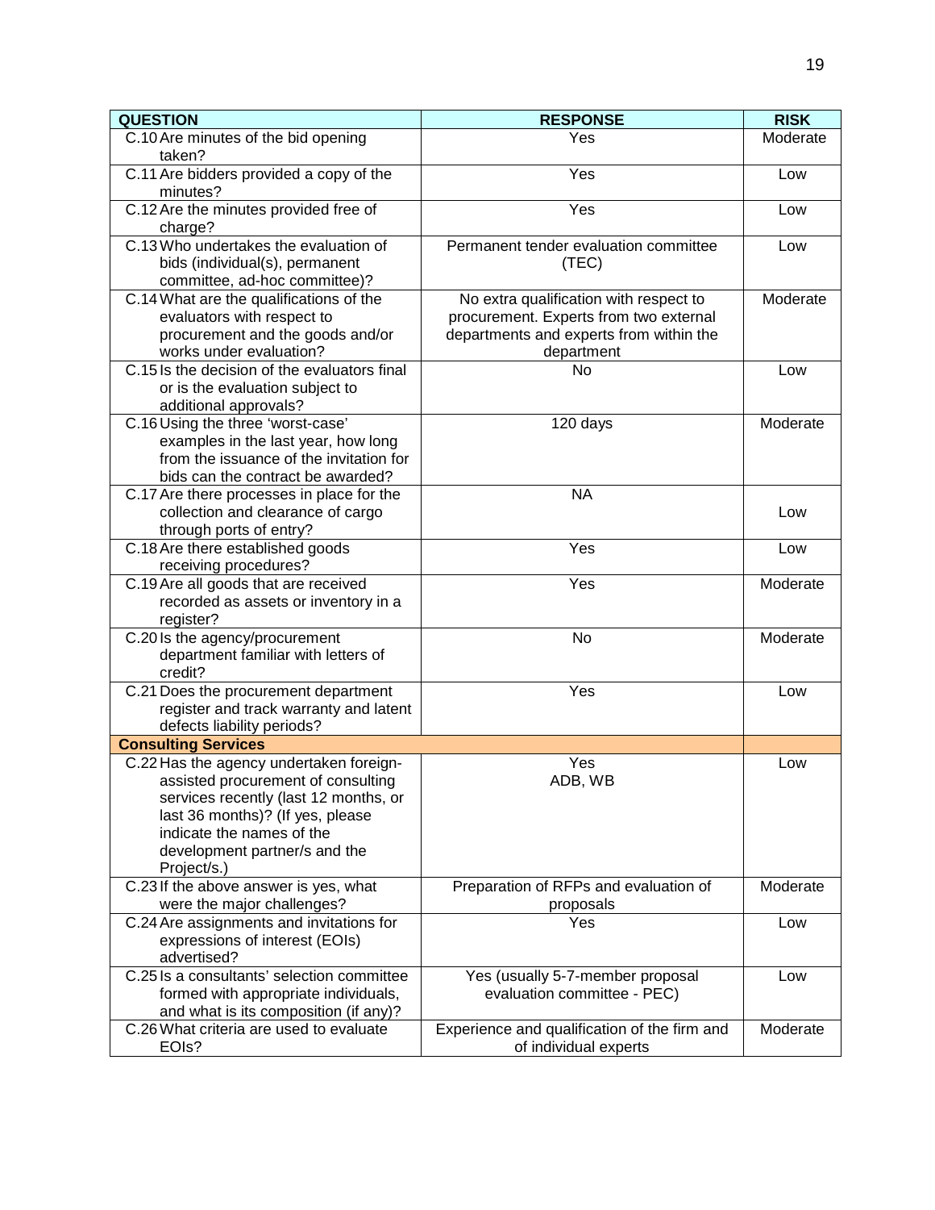| QUESTION | RESPONSE | RISK |
|---|---|---|
| C.10 Are minutes of the bid opening taken? | Yes | Moderate |
| C.11 Are bidders provided a copy of the minutes? | Yes | Low |
| C.12 Are the minutes provided free of charge? | Yes | Low |
| C.13 Who undertakes the evaluation of bids (individual(s), permanent committee, ad-hoc committee)? | Permanent tender evaluation committee (TEC) | Low |
| C.14 What are the qualifications of the evaluators with respect to procurement and the goods and/or works under evaluation? | No extra qualification with respect to procurement. Experts from two external departments and experts from within the department | Moderate |
| C.15 Is the decision of the evaluators final or is the evaluation subject to additional approvals? | No | Low |
| C.16 Using the three 'worst-case' examples in the last year, how long from the issuance of the invitation for bids can the contract be awarded? | 120 days | Moderate |
| C.17 Are there processes in place for the collection and clearance of cargo through ports of entry? | NA | Low |
| C.18 Are there established goods receiving procedures? | Yes | Low |
| C.19 Are all goods that are received recorded as assets or inventory in a register? | Yes | Moderate |
| C.20 Is the agency/procurement department familiar with letters of credit? | No | Moderate |
| C.21 Does the procurement department register and track warranty and latent defects liability periods? | Yes | Low |
| **Consulting Services** | | |
| C.22 Has the agency undertaken foreign-assisted procurement of consulting services recently (last 12 months, or last 36 months)? (If yes, please indicate the names of the development partner/s and the Project/s.) | Yes<br>ADB, WB | Low |
| C.23 If the above answer is yes, what were the major challenges? | Preparation of RFPs and evaluation of proposals | Moderate |
| C.24 Are assignments and invitations for expressions of interest (EOIs) advertised? | Yes | Low |
| C.25 Is a consultants' selection committee formed with appropriate individuals, and what is its composition (if any)? | Yes (usually 5-7-member proposal evaluation committee - PEC) | Low |
| C.26 What criteria are used to evaluate EOIs? | Experience and qualification of the firm and of individual experts | Moderate |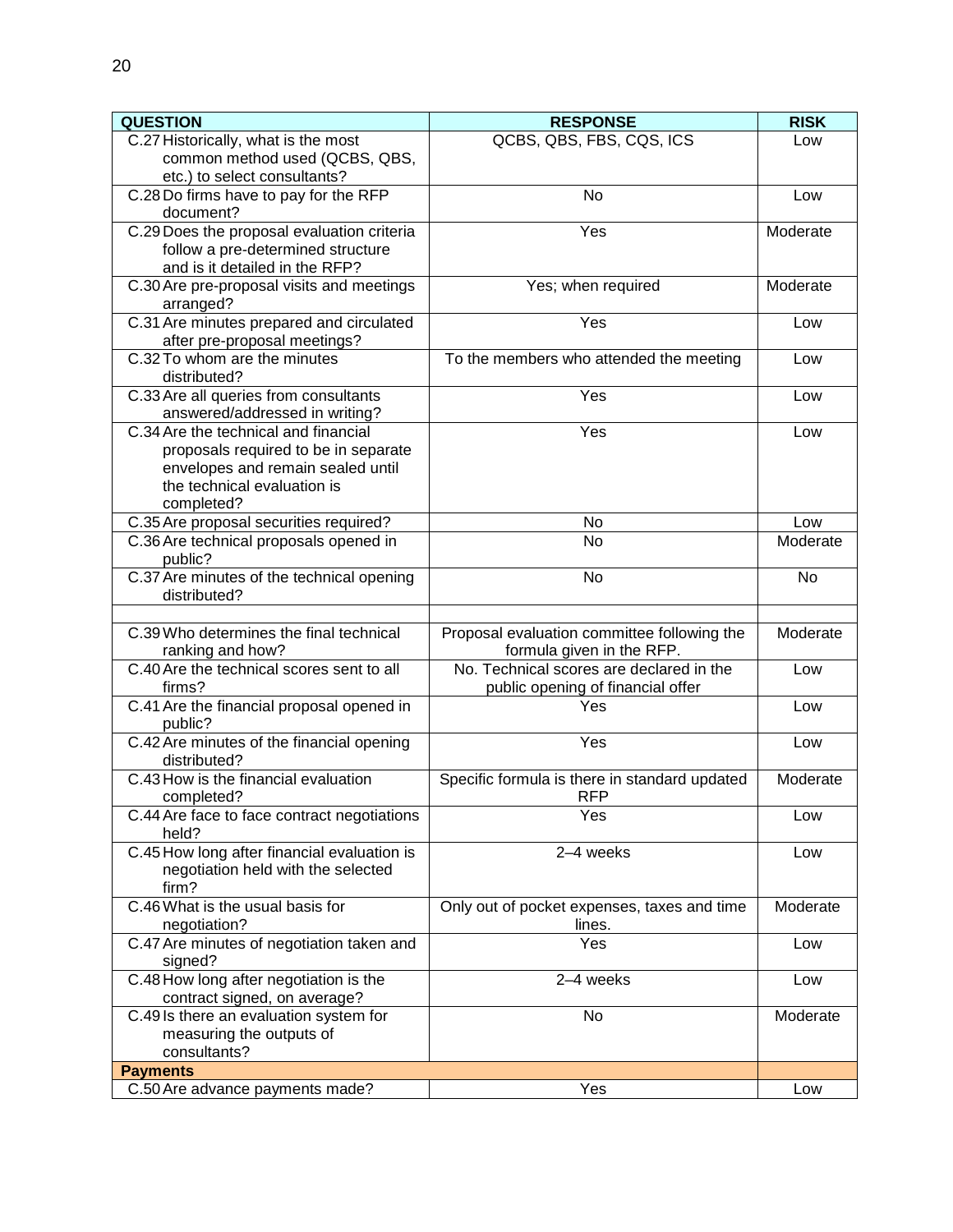| QUESTION | RESPONSE | RISK |
|---|---|---|
| C.27 Historically, what is the most common method used (QCBS, QBS, etc.) to select consultants? | QCBS, QBS, FBS, CQS, ICS | Low |
| C.28 Do firms have to pay for the RFP document? | No | Low |
| C.29 Does the proposal evaluation criteria follow a pre-determined structure and is it detailed in the RFP? | Yes | Moderate |
| C.30 Are pre-proposal visits and meetings arranged? | Yes; when required | Moderate |
| C.31 Are minutes prepared and circulated after pre-proposal meetings? | Yes | Low |
| C.32 To whom are the minutes distributed? | To the members who attended the meeting | Low |
| C.33 Are all queries from consultants answered/addressed in writing? | Yes | Low |
| C.34 Are the technical and financial proposals required to be in separate envelopes and remain sealed until the technical evaluation is completed? | Yes | Low |
| C.35 Are proposal securities required? | No | Low |
| C.36 Are technical proposals opened in public? | No | Moderate |
| C.37 Are minutes of the technical opening distributed? | No | No |
| | | |
| C.39 Who determines the final technical ranking and how? | Proposal evaluation committee following the formula given in the RFP. | Moderate |
| C.40 Are the technical scores sent to all firms? | No. Technical scores are declared in the public opening of financial offer | Low |
| C.41 Are the financial proposal opened in public? | Yes | Low |
| C.42 Are minutes of the financial opening distributed? | Yes | Low |
| C.43 How is the financial evaluation completed? | Specific formula is there in standard updated RFP | Moderate |
| C.44 Are face to face contract negotiations held? | Yes | Low |
| C.45 How long after financial evaluation is negotiation held with the selected firm? | 2–4 weeks | Low |
| C.46 What is the usual basis for negotiation? | Only out of pocket expenses, taxes and time lines. | Moderate |
| C.47 Are minutes of negotiation taken and signed? | Yes | Low |
| C.48 How long after negotiation is the contract signed, on average? | 2–4 weeks | Low |
| C.49 Is there an evaluation system for measuring the outputs of consultants? | No | Moderate |
| **Payments** | | |
| C.50 Are advance payments made? | Yes | Low |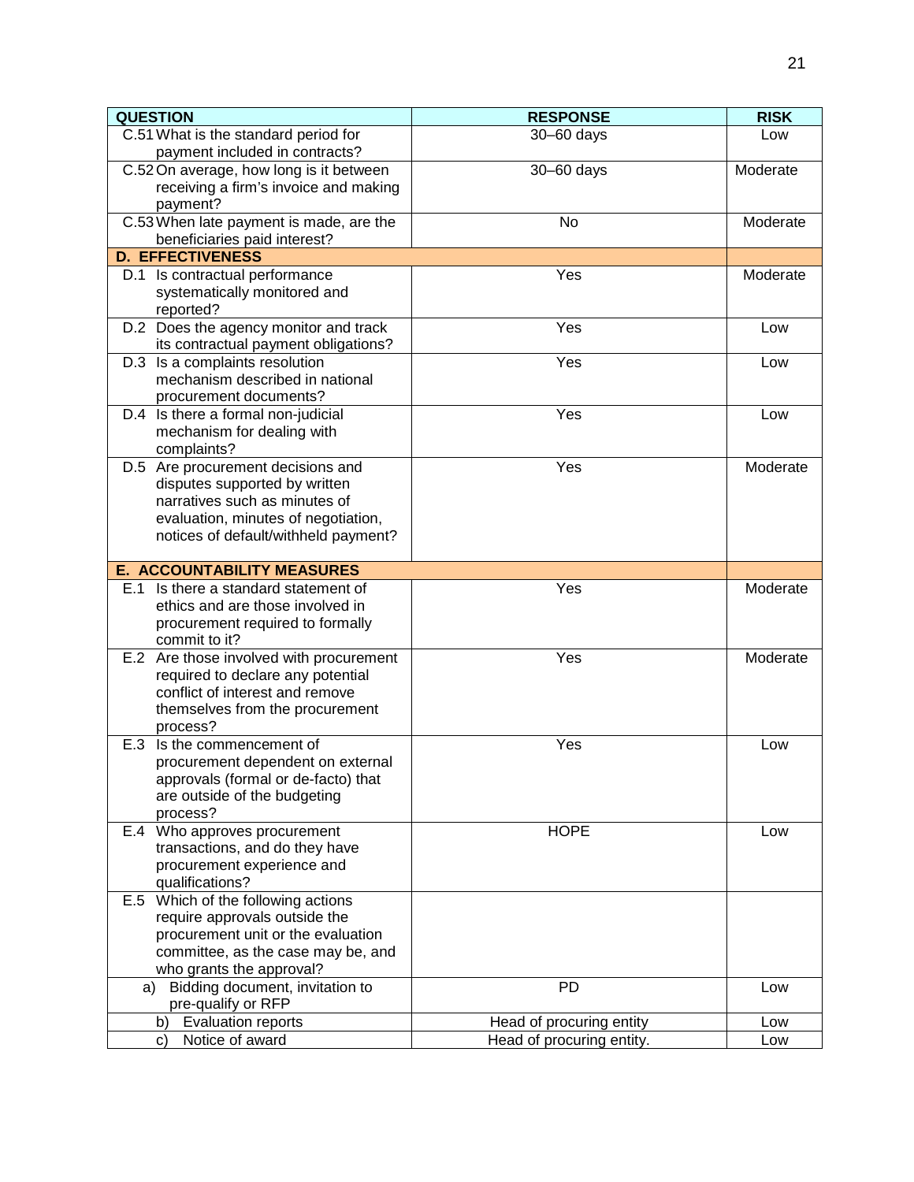| QUESTION | RESPONSE | RISK |
|---|---|---|
| C.51 What is the standard period for payment included in contracts? | 30–60 days | Low |
| C.52 On average, how long is it between receiving a firm's invoice and making payment? | 30–60 days | Moderate |
| C.53 When late payment is made, are the beneficiaries paid interest? | No | Moderate |
| **D. EFFECTIVENESS** | | |
| D.1 Is contractual performance systematically monitored and reported? | Yes | Moderate |
| D.2 Does the agency monitor and track its contractual payment obligations? | Yes | Low |
| D.3 Is a complaints resolution mechanism described in national procurement documents? | Yes | Low |
| D.4 Is there a formal non-judicial mechanism for dealing with complaints? | Yes | Low |
| D.5 Are procurement decisions and disputes supported by written narratives such as minutes of evaluation, minutes of negotiation, notices of default/withheld payment? | Yes | Moderate |
| **E. ACCOUNTABILITY MEASURES** | | |
| E.1 Is there a standard statement of ethics and are those involved in procurement required to formally commit to it? | Yes | Moderate |
| E.2 Are those involved with procurement required to declare any potential conflict of interest and remove themselves from the procurement process? | Yes | Moderate |
| E.3 Is the commencement of procurement dependent on external approvals (formal or de-facto) that are outside of the budgeting process? | Yes | Low |
| E.4 Who approves procurement transactions, and do they have procurement experience and qualifications? | HOPE | Low |
| E.5 Which of the following actions require approvals outside the procurement unit or the evaluation committee, as the case may be, and who grants the approval? | | |
| a) Bidding document, invitation to pre-qualify or RFP | PD | Low |
| b) Evaluation reports | Head of procuring entity | Low |
| c) Notice of award | Head of procuring entity. | Low |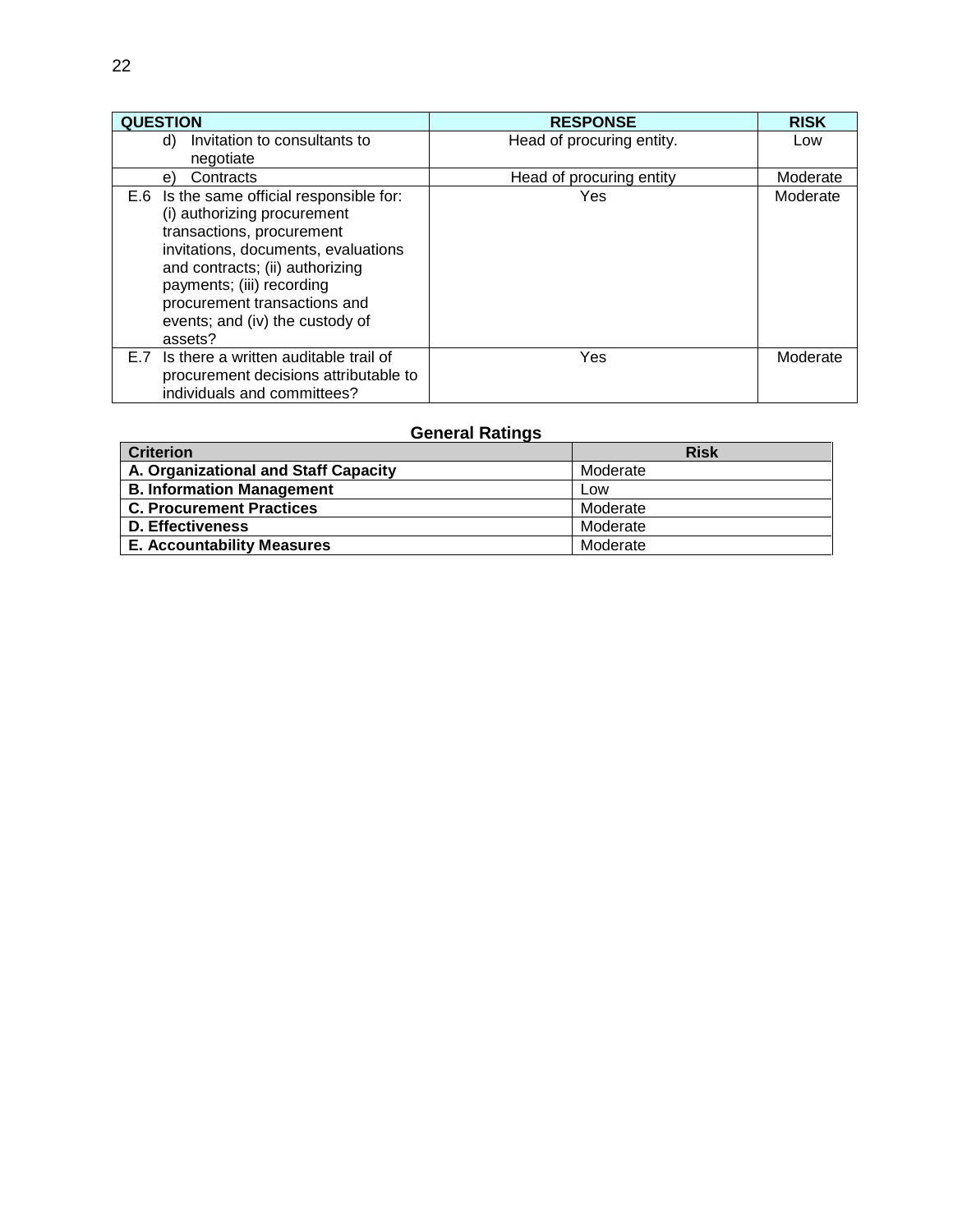| QUESTION | RESPONSE | RISK |
| --- | --- | --- |
| d) Invitation to consultants to negotiate | Head of procuring entity. | Low |
| e) Contracts | Head of procuring entity | Moderate |
| E.6 Is the same official responsible for: (i) authorizing procurement transactions, procurement invitations, documents, evaluations and contracts; (ii) authorizing payments; (iii) recording procurement transactions and events; and (iv) the custody of assets? | Yes | Moderate |
| E.7 Is there a written auditable trail of procurement decisions attributable to individuals and committees? | Yes | Moderate |

**General Ratings**

| Criterion | Risk |
| --- | --- |
| **A. Organizational and Staff Capacity** | Moderate |
| **B. Information Management** | Low |
| **C. Procurement Practices** | Moderate |
| **D. Effectiveness** | Moderate |
| **E. Accountability Measures** | Moderate |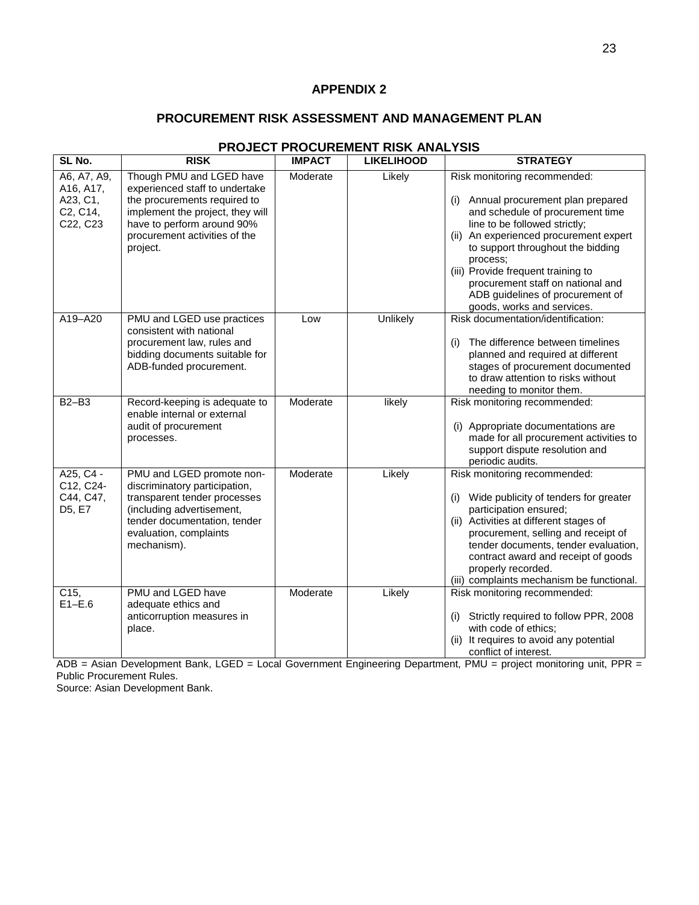## APPENDIX 2

## PROCUREMENT RISK ASSESSMENT AND MANAGEMENT PLAN

### PROJECT PROCUREMENT RISK ANALYSIS

| SL No. | RISK | IMPACT | LIKELIHOOD | STRATEGY |
|---|---|---|---|---|
| A6, A7, A9, A16, A17, A23, C1, C2, C14, C22, C23 | Though PMU and LGED have experienced staff to undertake the procurements required to implement the project, they will have to perform around 90% procurement activities of the project. | Moderate | Likely | Risk monitoring recommended:<br><br>(i) Annual procurement plan prepared and schedule of procurement time line to be followed strictly;<br>(ii) An experienced procurement expert to support throughout the bidding process;<br>(iii) Provide frequent training to procurement staff on national and ADB guidelines of procurement of goods, works and services. |
| A19–A20 | PMU and LGED use practices consistent with national procurement law, rules and bidding documents suitable for ADB-funded procurement. | Low | Unlikely | Risk documentation/identification:<br><br>(i) The difference between timelines planned and required at different stages of procurement documented to draw attention to risks without needing to monitor them. |
| B2–B3 | Record-keeping is adequate to enable internal or external audit of procurement processes. | Moderate | likely | Risk monitoring recommended:<br><br>(i) Appropriate documentations are made for all procurement activities to support dispute resolution and periodic audits. |
| A25, C4 - C12, C24-C44, C47, D5, E7 | PMU and LGED promote non-discriminatory participation, transparent tender processes (including advertisement, tender documentation, tender evaluation, complaints mechanism). | Moderate | Likely | Risk monitoring recommended:<br><br>(i) Wide publicity of tenders for greater participation ensured;<br>(ii) Activities at different stages of procurement, selling and receipt of tender documents, tender evaluation, contract award and receipt of goods properly recorded.<br>(iii) complaints mechanism be functional. |
| C15, E1–E.6 | PMU and LGED have adequate ethics and anticorruption measures in place. | Moderate | Likely | Risk monitoring recommended:<br><br>(i) Strictly required to follow PPR, 2008 with code of ethics;<br>(ii) It requires to avoid any potential conflict of interest. |

ADB = Asian Development Bank, LGED = Local Government Engineering Department, PMU = project monitoring unit, PPR = Public Procurement Rules.
Source: Asian Development Bank.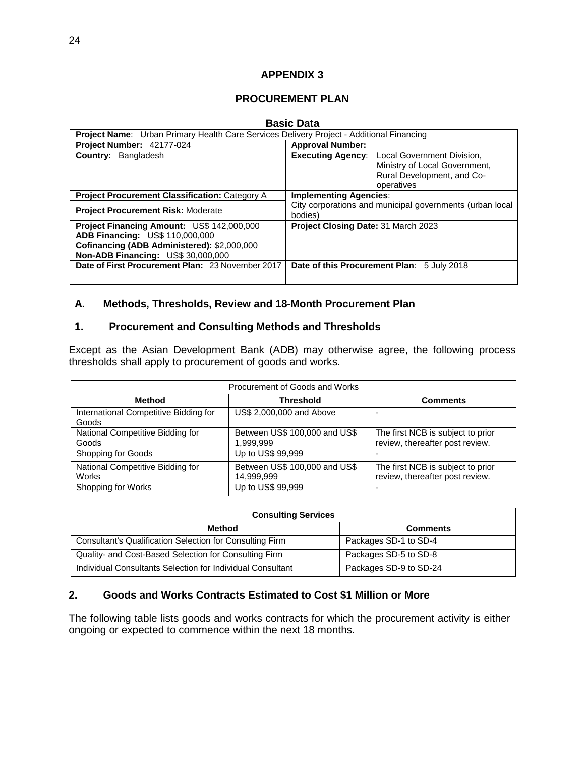# APPENDIX 3

## PROCUREMENT PLAN

**Basic Data**

| **Project Name**: Urban Primary Health Care Services Delivery Project - Additional Financing | |
|---|---|
| **Project Number:** 42177-024 | **Approval Number:** |
| **Country:** Bangladesh | **Executing Agency**: Local Government Division, Ministry of Local Government, Rural Development, and Co-operatives |
| **Project Procurement Classification:** Category A | **Implementing Agencies**: City corporations and municipal governments (urban local bodies) |
| **Project Procurement Risk:** Moderate | |
| **Project Financing Amount:** US$ 142,000,000<br>**ADB Financing:** US$ 110,000,000<br>**Cofinancing (ADB Administered):** $2,000,000<br>**Non-ADB Financing:** US$ 30,000,000 | **Project Closing Date:** 31 March 2023 |
| **Date of First Procurement Plan:** 23 November 2017 | **Date of this Procurement Plan**: 5 July 2018 |

### A. Methods, Thresholds, Review and 18-Month Procurement Plan

#### 1. Procurement and Consulting Methods and Thresholds

Except as the Asian Development Bank (ADB) may otherwise agree, the following process thresholds shall apply to procurement of goods and works.

| Procurement of Goods and Works | | |
|---|---|---|
| **Method** | **Threshold** | **Comments** |
| International Competitive Bidding for Goods | US$ 2,000,000 and Above | - |
| National Competitive Bidding for Goods | Between US$ 100,000 and US$ 1,999,999 | The first NCB is subject to prior review, thereafter post review. |
| Shopping for Goods | Up to US$ 99,999 | - |
| National Competitive Bidding for Works | Between US$ 100,000 and US$ 14,999,999 | The first NCB is subject to prior review, thereafter post review. |
| Shopping for Works | Up to US$ 99,999 | - |

| **Consulting Services** | |
|---|---|
| **Method** | **Comments** |
| Consultant's Qualification Selection for Consulting Firm | Packages SD-1 to SD-4 |
| Quality- and Cost-Based Selection for Consulting Firm | Packages SD-5 to SD-8 |
| Individual Consultants Selection for Individual Consultant | Packages SD-9 to SD-24 |

#### 2. Goods and Works Contracts Estimated to Cost $1 Million or More

The following table lists goods and works contracts for which the procurement activity is either ongoing or expected to commence within the next 18 months.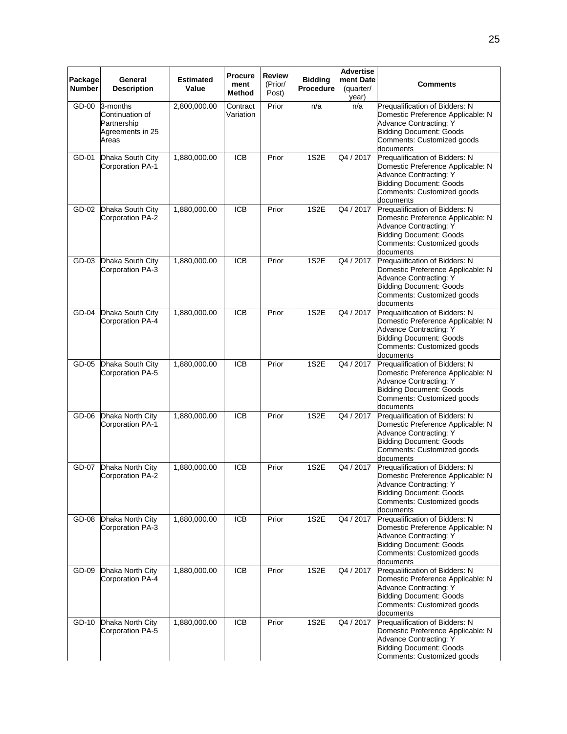| Package Number | General Description | Estimated Value | Procurement Method | Review (Prior/ Post) | Bidding Procedure | Advertisement Date (quarter/ year) | Comments |
|---|---|---|---|---|---|---|---|
| GD-00 | 3-months Continuation of Partnership Agreements in 25 Areas | 2,800,000.00 | Contract Variation | Prior | n/a | n/a | Prequalification of Bidders: N Domestic Preference Applicable: N Advance Contracting: Y Bidding Document: Goods Comments: Customized goods documents |
| GD-01 | Dhaka South City Corporation PA-1 | 1,880,000.00 | ICB | Prior | 1S2E | Q4 / 2017 | Prequalification of Bidders: N Domestic Preference Applicable: N Advance Contracting: Y Bidding Document: Goods Comments: Customized goods documents |
| GD-02 | Dhaka South City Corporation PA-2 | 1,880,000.00 | ICB | Prior | 1S2E | Q4 / 2017 | Prequalification of Bidders: N Domestic Preference Applicable: N Advance Contracting: Y Bidding Document: Goods Comments: Customized goods documents |
| GD-03 | Dhaka South City Corporation PA-3 | 1,880,000.00 | ICB | Prior | 1S2E | Q4 / 2017 | Prequalification of Bidders: N Domestic Preference Applicable: N Advance Contracting: Y Bidding Document: Goods Comments: Customized goods documents |
| GD-04 | Dhaka South City Corporation PA-4 | 1,880,000.00 | ICB | Prior | 1S2E | Q4 / 2017 | Prequalification of Bidders: N Domestic Preference Applicable: N Advance Contracting: Y Bidding Document: Goods Comments: Customized goods documents |
| GD-05 | Dhaka South City Corporation PA-5 | 1,880,000.00 | ICB | Prior | 1S2E | Q4 / 2017 | Prequalification of Bidders: N Domestic Preference Applicable: N Advance Contracting: Y Bidding Document: Goods Comments: Customized goods documents |
| GD-06 | Dhaka North City Corporation PA-1 | 1,880,000.00 | ICB | Prior | 1S2E | Q4 / 2017 | Prequalification of Bidders: N Domestic Preference Applicable: N Advance Contracting: Y Bidding Document: Goods Comments: Customized goods documents |
| GD-07 | Dhaka North City Corporation PA-2 | 1,880,000.00 | ICB | Prior | 1S2E | Q4 / 2017 | Prequalification of Bidders: N Domestic Preference Applicable: N Advance Contracting: Y Bidding Document: Goods Comments: Customized goods documents |
| GD-08 | Dhaka North City Corporation PA-3 | 1,880,000.00 | ICB | Prior | 1S2E | Q4 / 2017 | Prequalification of Bidders: N Domestic Preference Applicable: N Advance Contracting: Y Bidding Document: Goods Comments: Customized goods documents |
| GD-09 | Dhaka North City Corporation PA-4 | 1,880,000.00 | ICB | Prior | 1S2E | Q4 / 2017 | Prequalification of Bidders: N Domestic Preference Applicable: N Advance Contracting: Y Bidding Document: Goods Comments: Customized goods documents |
| GD-10 | Dhaka North City Corporation PA-5 | 1,880,000.00 | ICB | Prior | 1S2E | Q4 / 2017 | Prequalification of Bidders: N Domestic Preference Applicable: N Advance Contracting: Y Bidding Document: Goods Comments: Customized goods |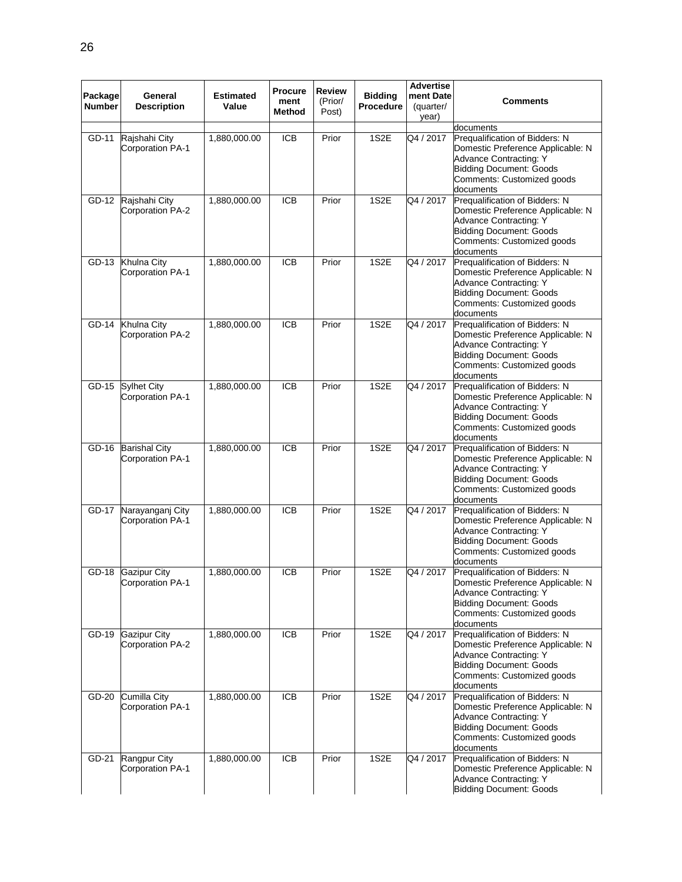| Package Number | General Description | Estimated Value | Procurement Method | Review (Prior/ Post) | Bidding Procedure | Advertisement Date (quarter/ year) | Comments |
|---|---|---|---|---|---|---|---|
| | | | | | | | documents |
| GD-11 | Rajshahi City Corporation PA-1 | 1,880,000.00 | ICB | Prior | 1S2E | Q4 / 2017 | Prequalification of Bidders: N Domestic Preference Applicable: N Advance Contracting: Y Bidding Document: Goods Comments: Customized goods documents |
| GD-12 | Rajshahi City Corporation PA-2 | 1,880,000.00 | ICB | Prior | 1S2E | Q4 / 2017 | Prequalification of Bidders: N Domestic Preference Applicable: N Advance Contracting: Y Bidding Document: Goods Comments: Customized goods documents |
| GD-13 | Khulna City Corporation PA-1 | 1,880,000.00 | ICB | Prior | 1S2E | Q4 / 2017 | Prequalification of Bidders: N Domestic Preference Applicable: N Advance Contracting: Y Bidding Document: Goods Comments: Customized goods documents |
| GD-14 | Khulna City Corporation PA-2 | 1,880,000.00 | ICB | Prior | 1S2E | Q4 / 2017 | Prequalification of Bidders: N Domestic Preference Applicable: N Advance Contracting: Y Bidding Document: Goods Comments: Customized goods documents |
| GD-15 | Sylhet City Corporation PA-1 | 1,880,000.00 | ICB | Prior | 1S2E | Q4 / 2017 | Prequalification of Bidders: N Domestic Preference Applicable: N Advance Contracting: Y Bidding Document: Goods Comments: Customized goods documents |
| GD-16 | Barishal City Corporation PA-1 | 1,880,000.00 | ICB | Prior | 1S2E | Q4 / 2017 | Prequalification of Bidders: N Domestic Preference Applicable: N Advance Contracting: Y Bidding Document: Goods Comments: Customized goods documents |
| GD-17 | Narayanganj City Corporation PA-1 | 1,880,000.00 | ICB | Prior | 1S2E | Q4 / 2017 | Prequalification of Bidders: N Domestic Preference Applicable: N Advance Contracting: Y Bidding Document: Goods Comments: Customized goods documents |
| GD-18 | Gazipur City Corporation PA-1 | 1,880,000.00 | ICB | Prior | 1S2E | Q4 / 2017 | Prequalification of Bidders: N Domestic Preference Applicable: N Advance Contracting: Y Bidding Document: Goods Comments: Customized goods documents |
| GD-19 | Gazipur City Corporation PA-2 | 1,880,000.00 | ICB | Prior | 1S2E | Q4 / 2017 | Prequalification of Bidders: N Domestic Preference Applicable: N Advance Contracting: Y Bidding Document: Goods Comments: Customized goods documents |
| GD-20 | Cumilla City Corporation PA-1 | 1,880,000.00 | ICB | Prior | 1S2E | Q4 / 2017 | Prequalification of Bidders: N Domestic Preference Applicable: N Advance Contracting: Y Bidding Document: Goods Comments: Customized goods documents |
| GD-21 | Rangpur City Corporation PA-1 | 1,880,000.00 | ICB | Prior | 1S2E | Q4 / 2017 | Prequalification of Bidders: N Domestic Preference Applicable: N Advance Contracting: Y Bidding Document: Goods |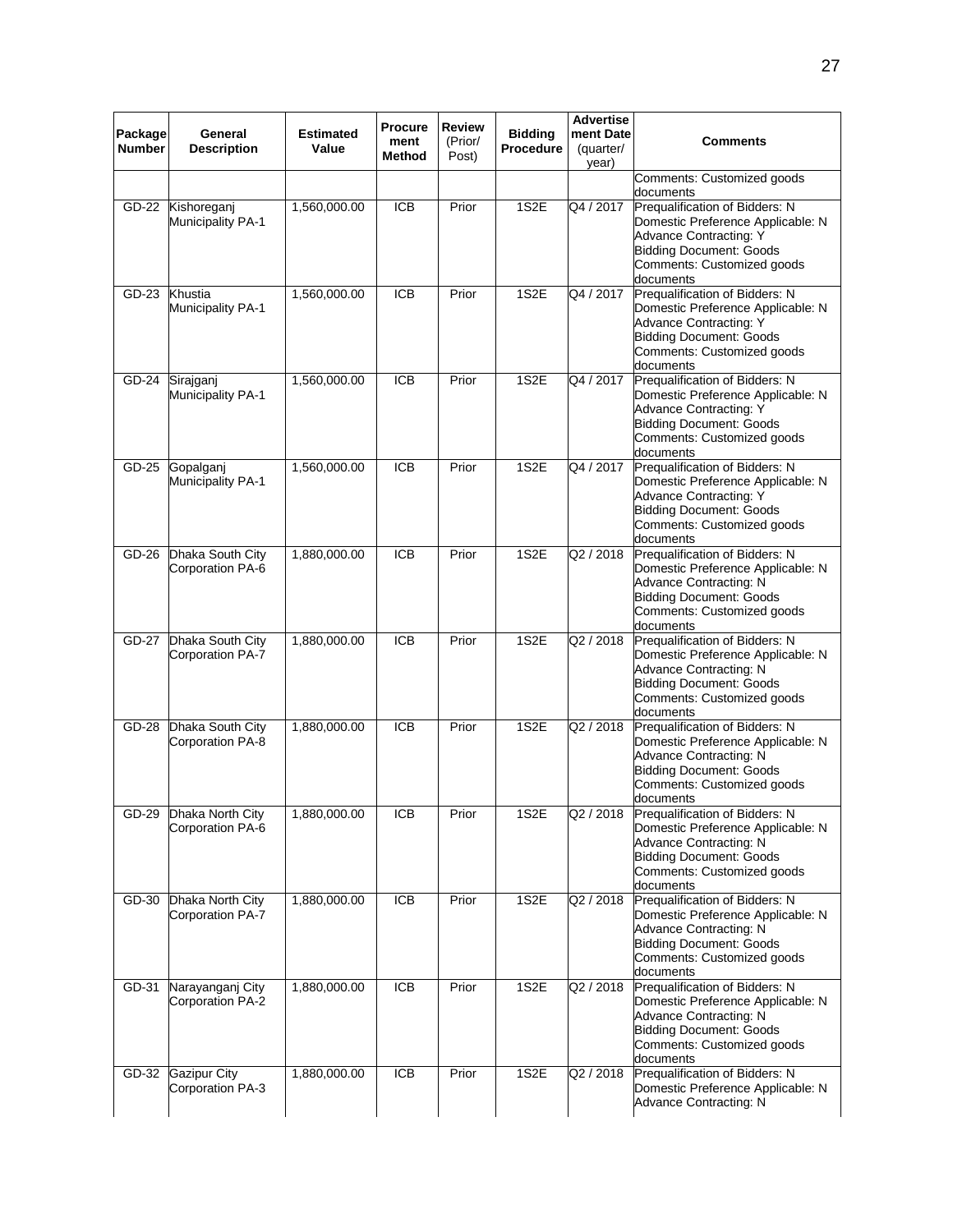| Package Number | General Description | Estimated Value | Procurement Method | Review (Prior/ Post) | Bidding Procedure | Advertisement Date (quarter/ year) | Comments |
|---|---|---|---|---|---|---|---|
| | | | | | | | Comments: Customized goods documents |
| GD-22 | Kishoreganj Municipality PA-1 | 1,560,000.00 | ICB | Prior | 1S2E | Q4 / 2017 | Prequalification of Bidders: N Domestic Preference Applicable: N Advance Contracting: Y Bidding Document: Goods Comments: Customized goods documents |
| GD-23 | Khustia Municipality PA-1 | 1,560,000.00 | ICB | Prior | 1S2E | Q4 / 2017 | Prequalification of Bidders: N Domestic Preference Applicable: N Advance Contracting: Y Bidding Document: Goods Comments: Customized goods documents |
| GD-24 | Sirajganj Municipality PA-1 | 1,560,000.00 | ICB | Prior | 1S2E | Q4 / 2017 | Prequalification of Bidders: N Domestic Preference Applicable: N Advance Contracting: Y Bidding Document: Goods Comments: Customized goods documents |
| GD-25 | Gopalganj Municipality PA-1 | 1,560,000.00 | ICB | Prior | 1S2E | Q4 / 2017 | Prequalification of Bidders: N Domestic Preference Applicable: N Advance Contracting: Y Bidding Document: Goods Comments: Customized goods documents |
| GD-26 | Dhaka South City Corporation PA-6 | 1,880,000.00 | ICB | Prior | 1S2E | Q2 / 2018 | Prequalification of Bidders: N Domestic Preference Applicable: N Advance Contracting: N Bidding Document: Goods Comments: Customized goods documents |
| GD-27 | Dhaka South City Corporation PA-7 | 1,880,000.00 | ICB | Prior | 1S2E | Q2 / 2018 | Prequalification of Bidders: N Domestic Preference Applicable: N Advance Contracting: N Bidding Document: Goods Comments: Customized goods documents |
| GD-28 | Dhaka South City Corporation PA-8 | 1,880,000.00 | ICB | Prior | 1S2E | Q2 / 2018 | Prequalification of Bidders: N Domestic Preference Applicable: N Advance Contracting: N Bidding Document: Goods Comments: Customized goods documents |
| GD-29 | Dhaka North City Corporation PA-6 | 1,880,000.00 | ICB | Prior | 1S2E | Q2 / 2018 | Prequalification of Bidders: N Domestic Preference Applicable: N Advance Contracting: N Bidding Document: Goods Comments: Customized goods documents |
| GD-30 | Dhaka North City Corporation PA-7 | 1,880,000.00 | ICB | Prior | 1S2E | Q2 / 2018 | Prequalification of Bidders: N Domestic Preference Applicable: N Advance Contracting: N Bidding Document: Goods Comments: Customized goods documents |
| GD-31 | Narayanganj City Corporation PA-2 | 1,880,000.00 | ICB | Prior | 1S2E | Q2 / 2018 | Prequalification of Bidders: N Domestic Preference Applicable: N Advance Contracting: N Bidding Document: Goods Comments: Customized goods documents |
| GD-32 | Gazipur City Corporation PA-3 | 1,880,000.00 | ICB | Prior | 1S2E | Q2 / 2018 | Prequalification of Bidders: N Domestic Preference Applicable: N Advance Contracting: N |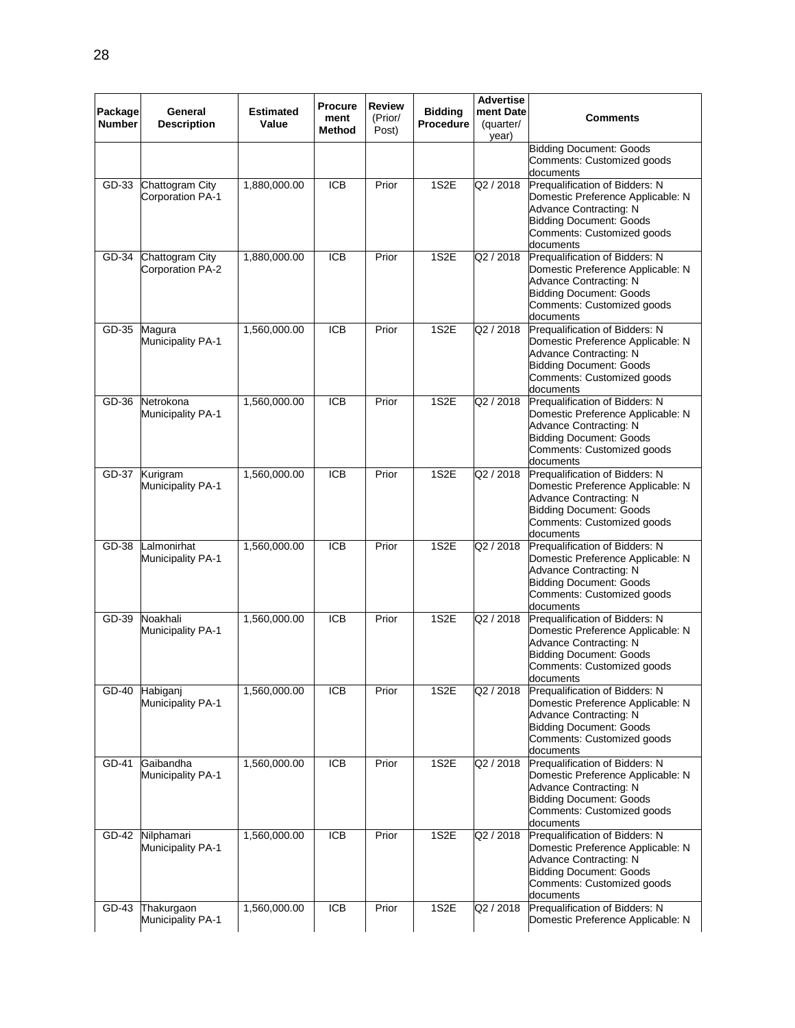| Package Number | General Description | Estimated Value | Procurement Method | Review (Prior/ Post) | Bidding Procedure | Advertisement Date (quarter/ year) | Comments |
|---|---|---|---|---|---|---|---|
| | | | | | | | Bidding Document: Goods<br>Comments: Customized goods documents |
| GD-33 | Chattogram City Corporation PA-1 | 1,880,000.00 | ICB | Prior | 1S2E | Q2 / 2018 | Prequalification of Bidders: N<br>Domestic Preference Applicable: N<br>Advance Contracting: N<br>Bidding Document: Goods<br>Comments: Customized goods documents |
| GD-34 | Chattogram City Corporation PA-2 | 1,880,000.00 | ICB | Prior | 1S2E | Q2 / 2018 | Prequalification of Bidders: N<br>Domestic Preference Applicable: N<br>Advance Contracting: N<br>Bidding Document: Goods<br>Comments: Customized goods documents |
| GD-35 | Magura Municipality PA-1 | 1,560,000.00 | ICB | Prior | 1S2E | Q2 / 2018 | Prequalification of Bidders: N<br>Domestic Preference Applicable: N<br>Advance Contracting: N<br>Bidding Document: Goods<br>Comments: Customized goods documents |
| GD-36 | Netrokona Municipality PA-1 | 1,560,000.00 | ICB | Prior | 1S2E | Q2 / 2018 | Prequalification of Bidders: N<br>Domestic Preference Applicable: N<br>Advance Contracting: N<br>Bidding Document: Goods<br>Comments: Customized goods documents |
| GD-37 | Kurigram Municipality PA-1 | 1,560,000.00 | ICB | Prior | 1S2E | Q2 / 2018 | Prequalification of Bidders: N<br>Domestic Preference Applicable: N<br>Advance Contracting: N<br>Bidding Document: Goods<br>Comments: Customized goods documents |
| GD-38 | Lalmonirhat Municipality PA-1 | 1,560,000.00 | ICB | Prior | 1S2E | Q2 / 2018 | Prequalification of Bidders: N<br>Domestic Preference Applicable: N<br>Advance Contracting: N<br>Bidding Document: Goods<br>Comments: Customized goods documents |
| GD-39 | Noakhali Municipality PA-1 | 1,560,000.00 | ICB | Prior | 1S2E | Q2 / 2018 | Prequalification of Bidders: N<br>Domestic Preference Applicable: N<br>Advance Contracting: N<br>Bidding Document: Goods<br>Comments: Customized goods documents |
| GD-40 | Habiganj Municipality PA-1 | 1,560,000.00 | ICB | Prior | 1S2E | Q2 / 2018 | Prequalification of Bidders: N<br>Domestic Preference Applicable: N<br>Advance Contracting: N<br>Bidding Document: Goods<br>Comments: Customized goods documents |
| GD-41 | Gaibandha Municipality PA-1 | 1,560,000.00 | ICB | Prior | 1S2E | Q2 / 2018 | Prequalification of Bidders: N<br>Domestic Preference Applicable: N<br>Advance Contracting: N<br>Bidding Document: Goods<br>Comments: Customized goods documents |
| GD-42 | Nilphamari Municipality PA-1 | 1,560,000.00 | ICB | Prior | 1S2E | Q2 / 2018 | Prequalification of Bidders: N<br>Domestic Preference Applicable: N<br>Advance Contracting: N<br>Bidding Document: Goods<br>Comments: Customized goods documents |
| GD-43 | Thakurgaon Municipality PA-1 | 1,560,000.00 | ICB | Prior | 1S2E | Q2 / 2018 | Prequalification of Bidders: N<br>Domestic Preference Applicable: N |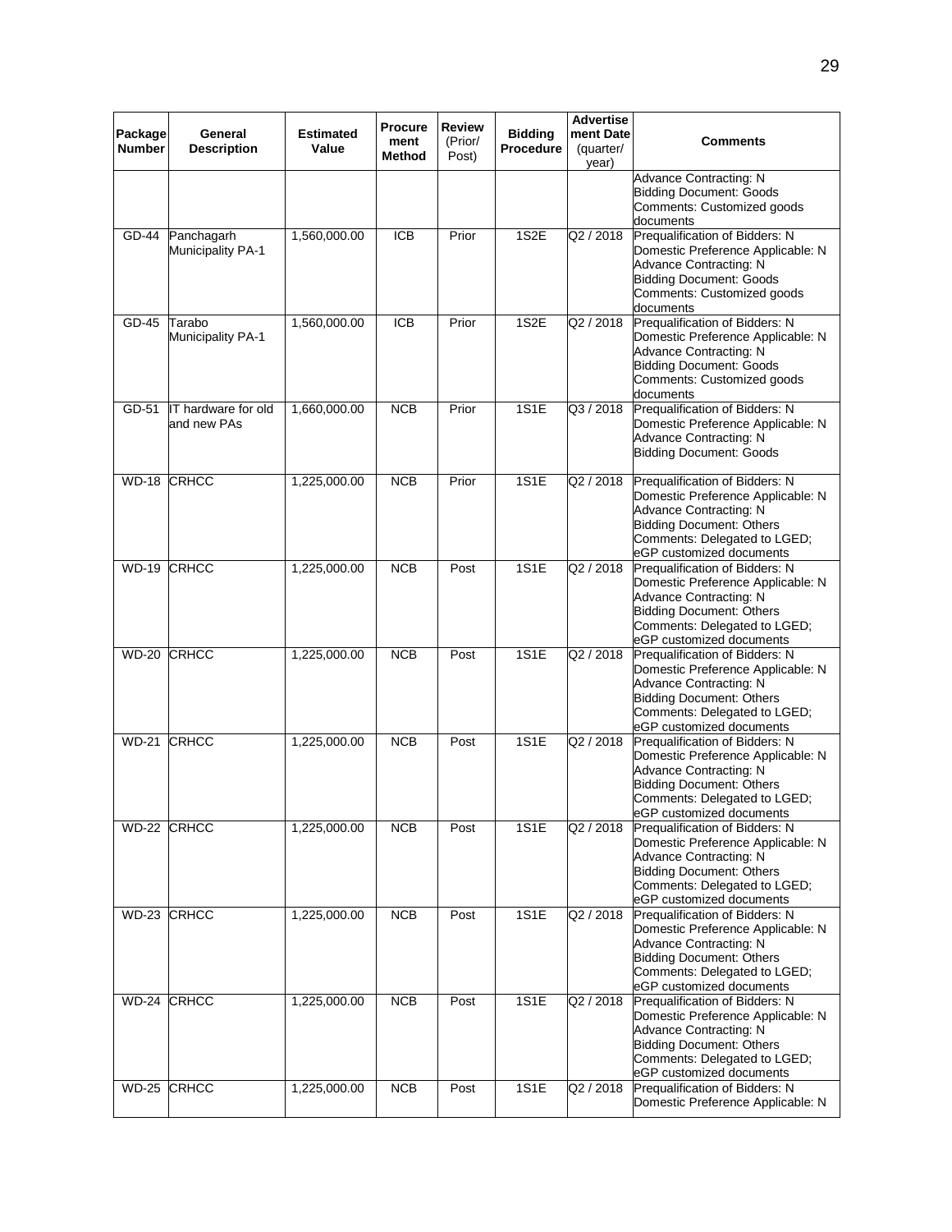| Package Number | General Description | Estimated Value | Procurement Method | Review (Prior/ Post) | Bidding Procedure | Advertisement Date (quarter/ year) | Comments |
|---|---|---|---|---|---|---|---|
| | | | | | | | Advance Contracting: N<br>Bidding Document: Goods<br>Comments: Customized goods documents |
| GD-44 | Panchagarh Municipality PA-1 | 1,560,000.00 | ICB | Prior | 1S2E | Q2 / 2018 | Prequalification of Bidders: N<br>Domestic Preference Applicable: N<br>Advance Contracting: N<br>Bidding Document: Goods<br>Comments: Customized goods documents |
| GD-45 | Tarabo Municipality PA-1 | 1,560,000.00 | ICB | Prior | 1S2E | Q2 / 2018 | Prequalification of Bidders: N<br>Domestic Preference Applicable: N<br>Advance Contracting: N<br>Bidding Document: Goods<br>Comments: Customized goods documents |
| GD-51 | IT hardware for old and new PAs | 1,660,000.00 | NCB | Prior | 1S1E | Q3 / 2018 | Prequalification of Bidders: N<br>Domestic Preference Applicable: N<br>Advance Contracting: N<br>Bidding Document: Goods |
| WD-18 | CRHCC | 1,225,000.00 | NCB | Prior | 1S1E | Q2 / 2018 | Prequalification of Bidders: N<br>Domestic Preference Applicable: N<br>Advance Contracting: N<br>Bidding Document: Others<br>Comments: Delegated to LGED; eGP customized documents |
| WD-19 | CRHCC | 1,225,000.00 | NCB | Post | 1S1E | Q2 / 2018 | Prequalification of Bidders: N<br>Domestic Preference Applicable: N<br>Advance Contracting: N<br>Bidding Document: Others<br>Comments: Delegated to LGED; eGP customized documents |
| WD-20 | CRHCC | 1,225,000.00 | NCB | Post | 1S1E | Q2 / 2018 | Prequalification of Bidders: N<br>Domestic Preference Applicable: N<br>Advance Contracting: N<br>Bidding Document: Others<br>Comments: Delegated to LGED; eGP customized documents |
| WD-21 | CRHCC | 1,225,000.00 | NCB | Post | 1S1E | Q2 / 2018 | Prequalification of Bidders: N<br>Domestic Preference Applicable: N<br>Advance Contracting: N<br>Bidding Document: Others<br>Comments: Delegated to LGED; eGP customized documents |
| WD-22 | CRHCC | 1,225,000.00 | NCB | Post | 1S1E | Q2 / 2018 | Prequalification of Bidders: N<br>Domestic Preference Applicable: N<br>Advance Contracting: N<br>Bidding Document: Others<br>Comments: Delegated to LGED; eGP customized documents |
| WD-23 | CRHCC | 1,225,000.00 | NCB | Post | 1S1E | Q2 / 2018 | Prequalification of Bidders: N<br>Domestic Preference Applicable: N<br>Advance Contracting: N<br>Bidding Document: Others<br>Comments: Delegated to LGED; eGP customized documents |
| WD-24 | CRHCC | 1,225,000.00 | NCB | Post | 1S1E | Q2 / 2018 | Prequalification of Bidders: N<br>Domestic Preference Applicable: N<br>Advance Contracting: N<br>Bidding Document: Others<br>Comments: Delegated to LGED; eGP customized documents |
| WD-25 | CRHCC | 1,225,000.00 | NCB | Post | 1S1E | Q2 / 2018 | Prequalification of Bidders: N<br>Domestic Preference Applicable: N |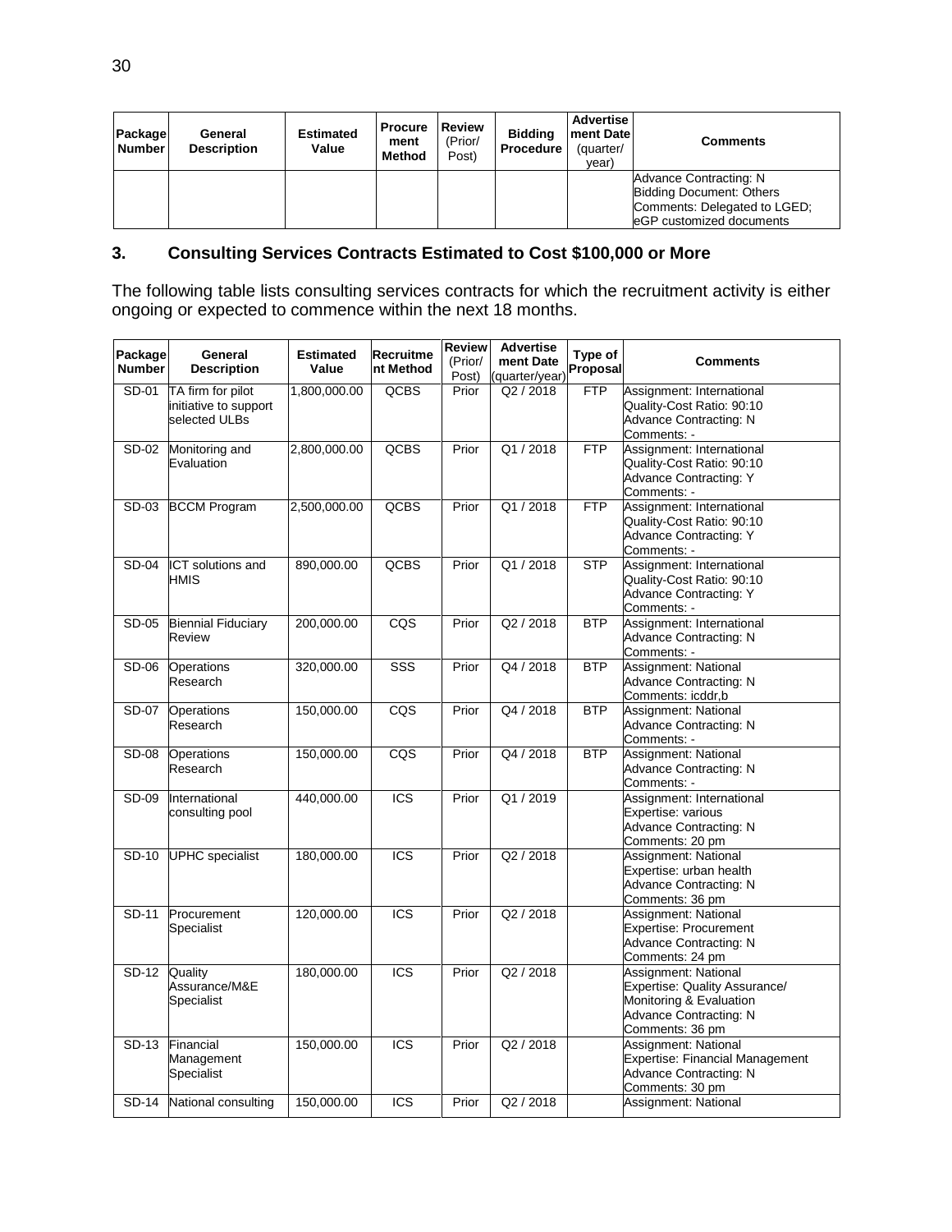| Package Number | General Description | Estimated Value | Procurement Method | Review (Prior/ Post) | Bidding Procedure | Advertisement Date (quarter/ year) | Comments |
|---|---|---|---|---|---|---|---|
| | | | | | | | Advance Contracting: N<br>Bidding Document: Others<br>Comments: Delegated to LGED; eGP customized documents |

## 3. Consulting Services Contracts Estimated to Cost $100,000 or More

The following table lists consulting services contracts for which the recruitment activity is either ongoing or expected to commence within the next 18 months.

| Package Number | General Description | Estimated Value | Recruitment Method | Review (Prior/ Post) | Advertisement Date (quarter/year) | Type of Proposal | Comments |
|---|---|---|---|---|---|---|---|
| SD-01 | TA firm for pilot initiative to support selected ULBs | 1,800,000.00 | QCBS | Prior | Q2 / 2018 | FTP | Assignment: International<br>Quality-Cost Ratio: 90:10<br>Advance Contracting: N<br>Comments: - |
| SD-02 | Monitoring and Evaluation | 2,800,000.00 | QCBS | Prior | Q1 / 2018 | FTP | Assignment: International<br>Quality-Cost Ratio: 90:10<br>Advance Contracting: Y<br>Comments: - |
| SD-03 | BCCM Program | 2,500,000.00 | QCBS | Prior | Q1 / 2018 | FTP | Assignment: International<br>Quality-Cost Ratio: 90:10<br>Advance Contracting: Y<br>Comments: - |
| SD-04 | ICT solutions and HMIS | 890,000.00 | QCBS | Prior | Q1 / 2018 | STP | Assignment: International<br>Quality-Cost Ratio: 90:10<br>Advance Contracting: Y<br>Comments: - |
| SD-05 | Biennial Fiduciary Review | 200,000.00 | CQS | Prior | Q2 / 2018 | BTP | Assignment: International<br>Advance Contracting: N<br>Comments: - |
| SD-06 | Operations Research | 320,000.00 | SSS | Prior | Q4 / 2018 | BTP | Assignment: National<br>Advance Contracting: N<br>Comments: icddr,b |
| SD-07 | Operations Research | 150,000.00 | CQS | Prior | Q4 / 2018 | BTP | Assignment: National<br>Advance Contracting: N<br>Comments: - |
| SD-08 | Operations Research | 150,000.00 | CQS | Prior | Q4 / 2018 | BTP | Assignment: National<br>Advance Contracting: N<br>Comments: - |
| SD-09 | International consulting pool | 440,000.00 | ICS | Prior | Q1 / 2019 | | Assignment: International<br>Expertise: various<br>Advance Contracting: N<br>Comments: 20 pm |
| SD-10 | UPHC specialist | 180,000.00 | ICS | Prior | Q2 / 2018 | | Assignment: National<br>Expertise: urban health<br>Advance Contracting: N<br>Comments: 36 pm |
| SD-11 | Procurement Specialist | 120,000.00 | ICS | Prior | Q2 / 2018 | | Assignment: National<br>Expertise: Procurement<br>Advance Contracting: N<br>Comments: 24 pm |
| SD-12 | Quality Assurance/M&E Specialist | 180,000.00 | ICS | Prior | Q2 / 2018 | | Assignment: National<br>Expertise: Quality Assurance/ Monitoring & Evaluation<br>Advance Contracting: N<br>Comments: 36 pm |
| SD-13 | Financial Management Specialist | 150,000.00 | ICS | Prior | Q2 / 2018 | | Assignment: National<br>Expertise: Financial Management<br>Advance Contracting: N<br>Comments: 30 pm |
| SD-14 | National consulting | 150,000.00 | ICS | Prior | Q2 / 2018 | | Assignment: National |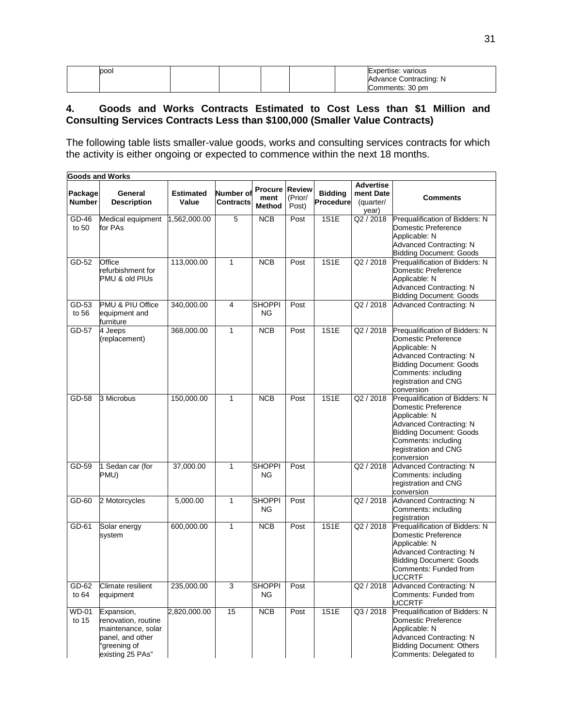| | pool | | | | | | Expertise: various<br>Advance Contracting: N<br>Comments: 30 pm |
|---|---|---|---|---|---|---|---|

## 4. Goods and Works Contracts Estimated to Cost Less than $1 Million and Consulting Services Contracts Less than $100,000 (Smaller Value Contracts)

The following table lists smaller-value goods, works and consulting services contracts for which the activity is either ongoing or expected to commence within the next 18 months.

| **Goods and Works** | | | | | | | | |
|---|---|---|---|---|---|---|---|---|
| **Package Number** | **General Description** | **Estimated Value** | **Number of Contracts** | **Procurement Method** | **Review (Prior/ Post)** | **Bidding Procedure** | **Advertisement Date (quarter/ year)** | **Comments** |
| GD-46 to 50 | Medical equipment for PAs | 1,562,000.00 | 5 | NCB | Post | 1S1E | Q2 / 2018 | Prequalification of Bidders: N<br>Domestic Preference Applicable: N<br>Advanced Contracting: N<br>Bidding Document: Goods |
| GD-52 | Office refurbishment for PMU & old PIUs | 113,000.00 | 1 | NCB | Post | 1S1E | Q2 / 2018 | Prequalification of Bidders: N<br>Domestic Preference Applicable: N<br>Advanced Contracting: N<br>Bidding Document: Goods |
| GD-53 to 56 | PMU & PIU Office equipment and furniture | 340,000.00 | 4 | SHOPPING | Post | | Q2 / 2018 | Advanced Contracting: N |
| GD-57 | 4 Jeeps (replacement) | 368,000.00 | 1 | NCB | Post | 1S1E | Q2 / 2018 | Prequalification of Bidders: N<br>Domestic Preference Applicable: N<br>Advanced Contracting: N<br>Bidding Document: Goods<br>Comments: including registration and CNG conversion |
| GD-58 | 3 Microbus | 150,000.00 | 1 | NCB | Post | 1S1E | Q2 / 2018 | Prequalification of Bidders: N<br>Domestic Preference Applicable: N<br>Advanced Contracting: N<br>Bidding Document: Goods<br>Comments: including registration and CNG conversion |
| GD-59 | 1 Sedan car (for PMU) | 37,000.00 | 1 | SHOPPING | Post | | Q2 / 2018 | Advanced Contracting: N<br>Comments: including registration and CNG conversion |
| GD-60 | 2 Motorcycles | 5,000.00 | 1 | SHOPPING | Post | | Q2 / 2018 | Advanced Contracting: N<br>Comments: including registration |
| GD-61 | Solar energy system | 600,000.00 | 1 | NCB | Post | 1S1E | Q2 / 2018 | Prequalification of Bidders: N<br>Domestic Preference Applicable: N<br>Advanced Contracting: N<br>Bidding Document: Goods<br>Comments: Funded from UCCRTF |
| GD-62 to 64 | Climate resilient equipment | 235,000.00 | 3 | SHOPPING | Post | | Q2 / 2018 | Advanced Contracting: N<br>Comments: Funded from UCCRTF |
| WD-01 to 15 | Expansion, renovation, routine maintenance, solar panel, and other "greening of existing 25 PAs" | 2,820,000.00 | 15 | NCB | Post | 1S1E | Q3 / 2018 | Prequalification of Bidders: N<br>Domestic Preference Applicable: N<br>Advanced Contracting: N<br>Bidding Document: Others<br>Comments: Delegated to |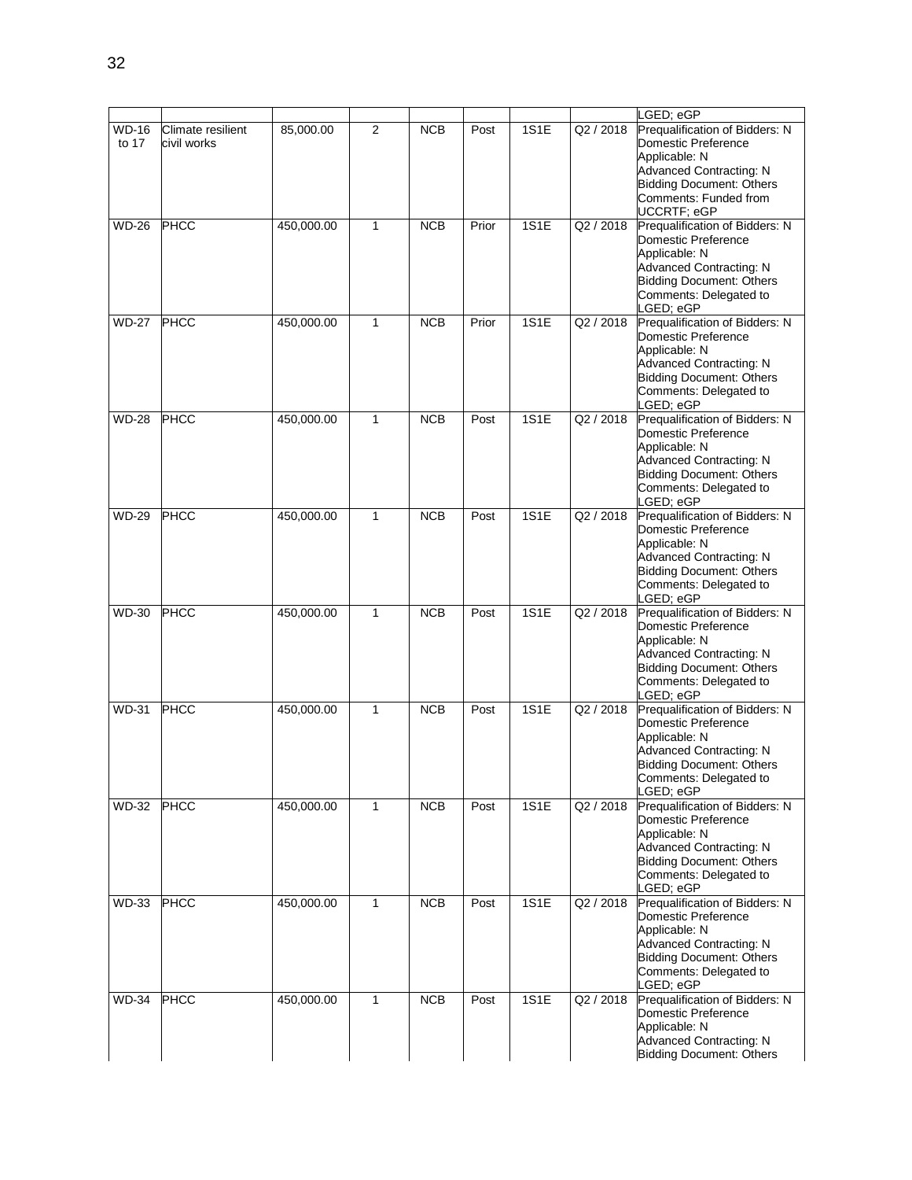| | | | | | | | | |
|---|---|---|---|---|---|---|---|---|
| | | | | | | | | LGED; eGP |
| WD-16 to 17 | Climate resilient civil works | 85,000.00 | 2 | NCB | Post | 1S1E | Q2 / 2018 | Prequalification of Bidders: N Domestic Preference Applicable: N Advanced Contracting: N Bidding Document: Others Comments: Funded from UCCRTF; eGP |
| WD-26 | PHCC | 450,000.00 | 1 | NCB | Prior | 1S1E | Q2 / 2018 | Prequalification of Bidders: N Domestic Preference Applicable: N Advanced Contracting: N Bidding Document: Others Comments: Delegated to LGED; eGP |
| WD-27 | PHCC | 450,000.00 | 1 | NCB | Prior | 1S1E | Q2 / 2018 | Prequalification of Bidders: N Domestic Preference Applicable: N Advanced Contracting: N Bidding Document: Others Comments: Delegated to LGED; eGP |
| WD-28 | PHCC | 450,000.00 | 1 | NCB | Post | 1S1E | Q2 / 2018 | Prequalification of Bidders: N Domestic Preference Applicable: N Advanced Contracting: N Bidding Document: Others Comments: Delegated to LGED; eGP |
| WD-29 | PHCC | 450,000.00 | 1 | NCB | Post | 1S1E | Q2 / 2018 | Prequalification of Bidders: N Domestic Preference Applicable: N Advanced Contracting: N Bidding Document: Others Comments: Delegated to LGED; eGP |
| WD-30 | PHCC | 450,000.00 | 1 | NCB | Post | 1S1E | Q2 / 2018 | Prequalification of Bidders: N Domestic Preference Applicable: N Advanced Contracting: N Bidding Document: Others Comments: Delegated to LGED; eGP |
| WD-31 | PHCC | 450,000.00 | 1 | NCB | Post | 1S1E | Q2 / 2018 | Prequalification of Bidders: N Domestic Preference Applicable: N Advanced Contracting: N Bidding Document: Others Comments: Delegated to LGED; eGP |
| WD-32 | PHCC | 450,000.00 | 1 | NCB | Post | 1S1E | Q2 / 2018 | Prequalification of Bidders: N Domestic Preference Applicable: N Advanced Contracting: N Bidding Document: Others Comments: Delegated to LGED; eGP |
| WD-33 | PHCC | 450,000.00 | 1 | NCB | Post | 1S1E | Q2 / 2018 | Prequalification of Bidders: N Domestic Preference Applicable: N Advanced Contracting: N Bidding Document: Others Comments: Delegated to LGED; eGP |
| WD-34 | PHCC | 450,000.00 | 1 | NCB | Post | 1S1E | Q2 / 2018 | Prequalification of Bidders: N Domestic Preference Applicable: N Advanced Contracting: N Bidding Document: Others |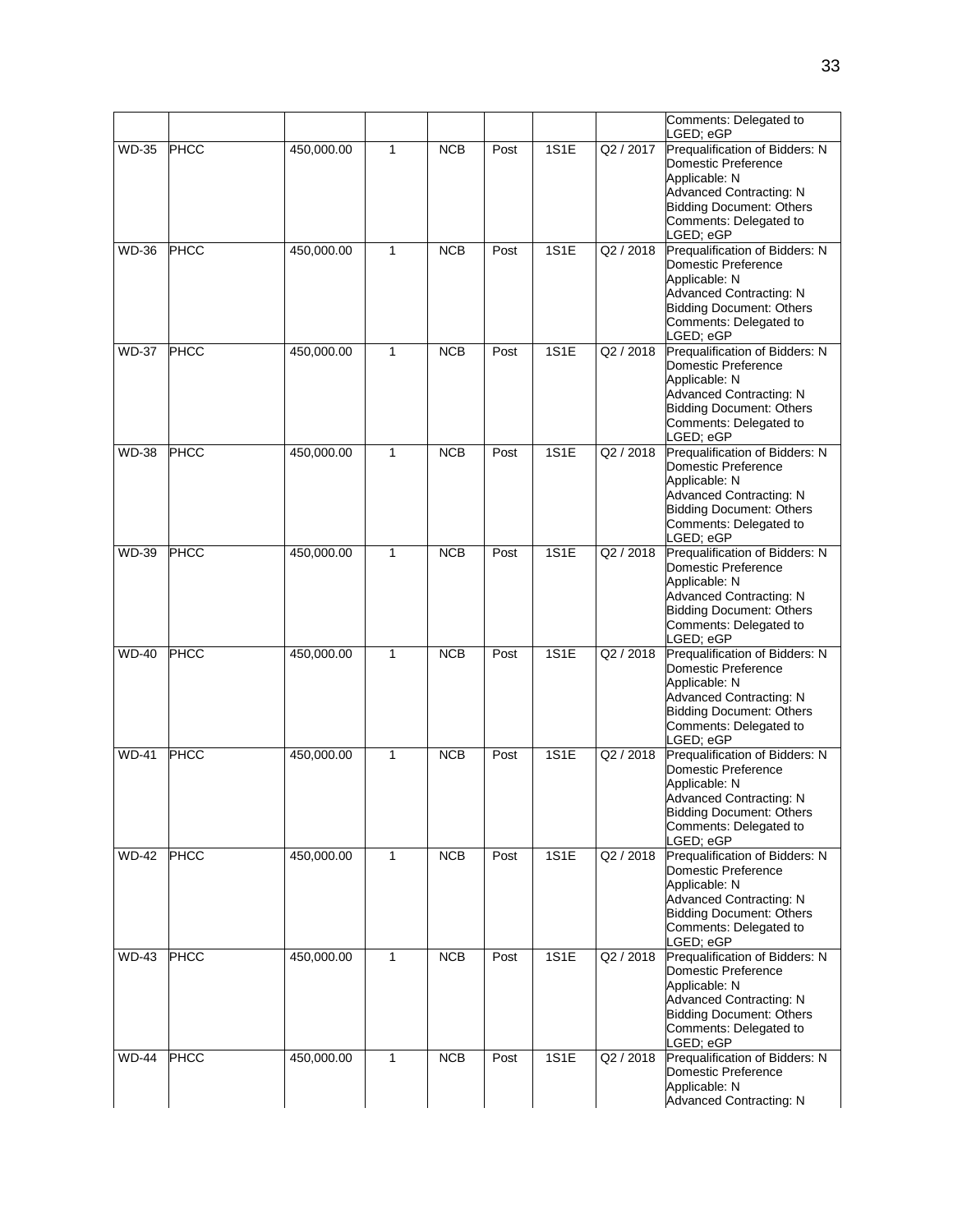| | | | | | | | | Comments: Delegated to LGED; eGP |
|---|---|---|---|---|---|---|---|---|
| WD-35 | PHCC | 450,000.00 | 1 | NCB | Post | 1S1E | Q2 / 2017 | Prequalification of Bidders: N Domestic Preference Applicable: N Advanced Contracting: N Bidding Document: Others Comments: Delegated to LGED; eGP |
| WD-36 | PHCC | 450,000.00 | 1 | NCB | Post | 1S1E | Q2 / 2018 | Prequalification of Bidders: N Domestic Preference Applicable: N Advanced Contracting: N Bidding Document: Others Comments: Delegated to LGED; eGP |
| WD-37 | PHCC | 450,000.00 | 1 | NCB | Post | 1S1E | Q2 / 2018 | Prequalification of Bidders: N Domestic Preference Applicable: N Advanced Contracting: N Bidding Document: Others Comments: Delegated to LGED; eGP |
| WD-38 | PHCC | 450,000.00 | 1 | NCB | Post | 1S1E | Q2 / 2018 | Prequalification of Bidders: N Domestic Preference Applicable: N Advanced Contracting: N Bidding Document: Others Comments: Delegated to LGED; eGP |
| WD-39 | PHCC | 450,000.00 | 1 | NCB | Post | 1S1E | Q2 / 2018 | Prequalification of Bidders: N Domestic Preference Applicable: N Advanced Contracting: N Bidding Document: Others Comments: Delegated to LGED; eGP |
| WD-40 | PHCC | 450,000.00 | 1 | NCB | Post | 1S1E | Q2 / 2018 | Prequalification of Bidders: N Domestic Preference Applicable: N Advanced Contracting: N Bidding Document: Others Comments: Delegated to LGED; eGP |
| WD-41 | PHCC | 450,000.00 | 1 | NCB | Post | 1S1E | Q2 / 2018 | Prequalification of Bidders: N Domestic Preference Applicable: N Advanced Contracting: N Bidding Document: Others Comments: Delegated to LGED; eGP |
| WD-42 | PHCC | 450,000.00 | 1 | NCB | Post | 1S1E | Q2 / 2018 | Prequalification of Bidders: N Domestic Preference Applicable: N Advanced Contracting: N Bidding Document: Others Comments: Delegated to LGED; eGP |
| WD-43 | PHCC | 450,000.00 | 1 | NCB | Post | 1S1E | Q2 / 2018 | Prequalification of Bidders: N Domestic Preference Applicable: N Advanced Contracting: N Bidding Document: Others Comments: Delegated to LGED; eGP |
| WD-44 | PHCC | 450,000.00 | 1 | NCB | Post | 1S1E | Q2 / 2018 | Prequalification of Bidders: N Domestic Preference Applicable: N Advanced Contracting: N |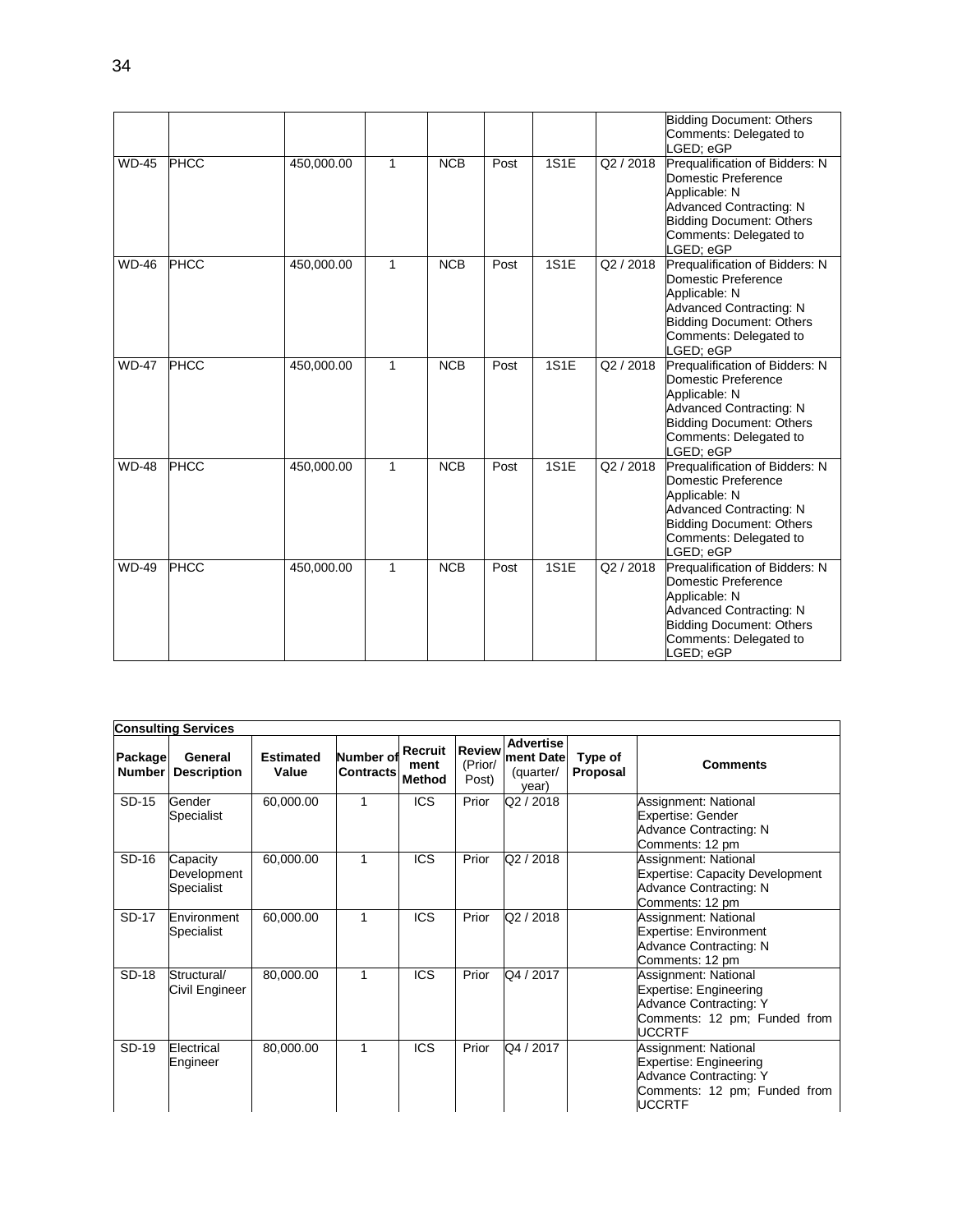| | | | | | | | | |
|---|---|---|---|---|---|---|---|---|
| | | | | | | | | Bidding Document: Others<br>Comments: Delegated to LGED; eGP |
| WD-45 | PHCC | 450,000.00 | 1 | NCB | Post | 1S1E | Q2 / 2018 | Prequalification of Bidders: N<br>Domestic Preference Applicable: N<br>Advanced Contracting: N<br>Bidding Document: Others<br>Comments: Delegated to LGED; eGP |
| WD-46 | PHCC | 450,000.00 | 1 | NCB | Post | 1S1E | Q2 / 2018 | Prequalification of Bidders: N<br>Domestic Preference Applicable: N<br>Advanced Contracting: N<br>Bidding Document: Others<br>Comments: Delegated to LGED; eGP |
| WD-47 | PHCC | 450,000.00 | 1 | NCB | Post | 1S1E | Q2 / 2018 | Prequalification of Bidders: N<br>Domestic Preference Applicable: N<br>Advanced Contracting: N<br>Bidding Document: Others<br>Comments: Delegated to LGED; eGP |
| WD-48 | PHCC | 450,000.00 | 1 | NCB | Post | 1S1E | Q2 / 2018 | Prequalification of Bidders: N<br>Domestic Preference Applicable: N<br>Advanced Contracting: N<br>Bidding Document: Others<br>Comments: Delegated to LGED; eGP |
| WD-49 | PHCC | 450,000.00 | 1 | NCB | Post | 1S1E | Q2 / 2018 | Prequalification of Bidders: N<br>Domestic Preference Applicable: N<br>Advanced Contracting: N<br>Bidding Document: Others<br>Comments: Delegated to LGED; eGP |

**Consulting Services**

| Package Number | General Description | Estimated Value | Number of Contracts | Recruitment Method | Review (Prior/ Post) | Advertisement Date (quarter/ year) | Type of Proposal | Comments |
|---|---|---|---|---|---|---|---|---|
| SD-15 | Gender Specialist | 60,000.00 | 1 | ICS | Prior | Q2 / 2018 | | Assignment: National<br>Expertise: Gender<br>Advance Contracting: N<br>Comments: 12 pm |
| SD-16 | Capacity Development Specialist | 60,000.00 | 1 | ICS | Prior | Q2 / 2018 | | Assignment: National<br>Expertise: Capacity Development<br>Advance Contracting: N<br>Comments: 12 pm |
| SD-17 | Environment Specialist | 60,000.00 | 1 | ICS | Prior | Q2 / 2018 | | Assignment: National<br>Expertise: Environment<br>Advance Contracting: N<br>Comments: 12 pm |
| SD-18 | Structural/ Civil Engineer | 80,000.00 | 1 | ICS | Prior | Q4 / 2017 | | Assignment: National<br>Expertise: Engineering<br>Advance Contracting: Y<br>Comments: 12 pm; Funded from UCCRTF |
| SD-19 | Electrical Engineer | 80,000.00 | 1 | ICS | Prior | Q4 / 2017 | | Assignment: National<br>Expertise: Engineering<br>Advance Contracting: Y<br>Comments: 12 pm; Funded from UCCRTF |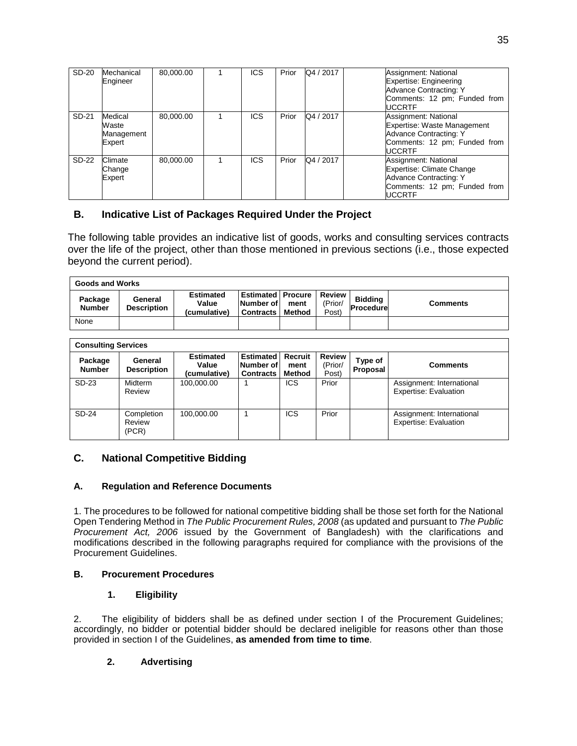| SD-20 | Mechanical Engineer | 80,000.00 | 1 | ICS | Prior | Q4 / 2017 | | Assignment: National<br>Expertise: Engineering<br>Advance Contracting: Y<br>Comments: 12 pm; Funded from UCCRTF |
|---|---|---|---|---|---|---|---|---|
| SD-21 | Medical Waste Management Expert | 80,000.00 | 1 | ICS | Prior | Q4 / 2017 | | Assignment: National<br>Expertise: Waste Management<br>Advance Contracting: Y<br>Comments: 12 pm; Funded from UCCRTF |
| SD-22 | Climate Change Expert | 80,000.00 | 1 | ICS | Prior | Q4 / 2017 | | Assignment: National<br>Expertise: Climate Change<br>Advance Contracting: Y<br>Comments: 12 pm; Funded from UCCRTF |

## B. Indicative List of Packages Required Under the Project

The following table provides an indicative list of goods, works and consulting services contracts over the life of the project, other than those mentioned in previous sections (i.e., those expected beyond the current period).

| **Goods and Works** | | | | | | | |
|---|---|---|---|---|---|---|---|
| **Package Number** | **General Description** | **Estimated Value (cumulative)** | **Estimated Number of Contracts** | **Procurement Method** | **Review (Prior/ Post)** | **Bidding Procedure** | **Comments** |
| None | | | | | | | |

| **Consulting Services** | | | | | | | |
|---|---|---|---|---|---|---|---|
| **Package Number** | **General Description** | **Estimated Value (cumulative)** | **Estimated Number of Contracts** | **Recruitment Method** | **Review (Prior/ Post)** | **Type of Proposal** | **Comments** |
| SD-23 | Midterm Review | 100,000.00 | 1 | ICS | Prior | | Assignment: International<br>Expertise: Evaluation |
| SD-24 | Completion Review (PCR) | 100,000.00 | 1 | ICS | Prior | | Assignment: International<br>Expertise: Evaluation |

## C. National Competitive Bidding

### A. Regulation and Reference Documents

1. The procedures to be followed for national competitive bidding shall be those set forth for the National Open Tendering Method in *The Public Procurement Rules, 2008* (as updated and pursuant to *The Public Procurement Act, 2006* issued by the Government of Bangladesh) with the clarifications and modifications described in the following paragraphs required for compliance with the provisions of the Procurement Guidelines.

### B. Procurement Procedures

#### 1. Eligibility

2. The eligibility of bidders shall be as defined under section I of the Procurement Guidelines; accordingly, no bidder or potential bidder should be declared ineligible for reasons other than those provided in section I of the Guidelines, **as amended from time to time**.

#### 2. Advertising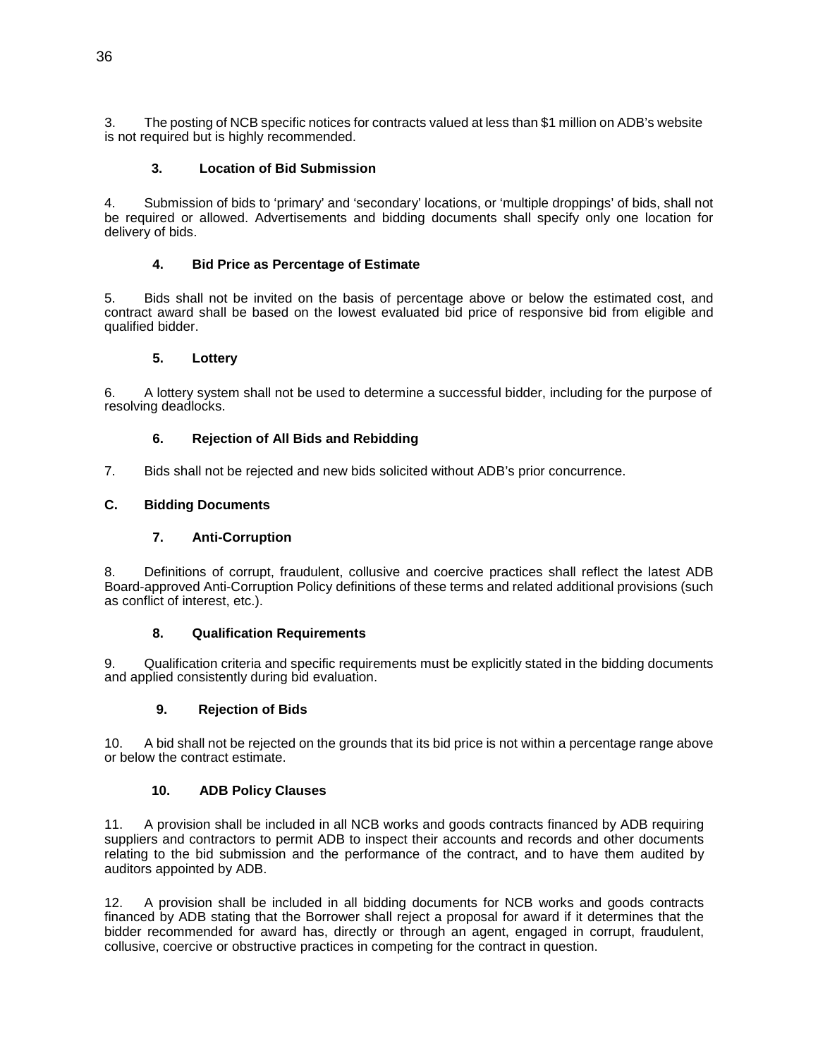3. The posting of NCB specific notices for contracts valued at less than $1 million on ADB's website is not required but is highly recommended.

### 3. Location of Bid Submission

4. Submission of bids to 'primary' and 'secondary' locations, or 'multiple droppings' of bids, shall not be required or allowed. Advertisements and bidding documents shall specify only one location for delivery of bids.

### 4. Bid Price as Percentage of Estimate

5. Bids shall not be invited on the basis of percentage above or below the estimated cost, and contract award shall be based on the lowest evaluated bid price of responsive bid from eligible and qualified bidder.

### 5. Lottery

6. A lottery system shall not be used to determine a successful bidder, including for the purpose of resolving deadlocks.

### 6. Rejection of All Bids and Rebidding

7. Bids shall not be rejected and new bids solicited without ADB's prior concurrence.

## C. Bidding Documents

### 7. Anti-Corruption

8. Definitions of corrupt, fraudulent, collusive and coercive practices shall reflect the latest ADB Board-approved Anti-Corruption Policy definitions of these terms and related additional provisions (such as conflict of interest, etc.).

### 8. Qualification Requirements

9. Qualification criteria and specific requirements must be explicitly stated in the bidding documents and applied consistently during bid evaluation.

### 9. Rejection of Bids

10. A bid shall not be rejected on the grounds that its bid price is not within a percentage range above or below the contract estimate.

### 10. ADB Policy Clauses

11. A provision shall be included in all NCB works and goods contracts financed by ADB requiring suppliers and contractors to permit ADB to inspect their accounts and records and other documents relating to the bid submission and the performance of the contract, and to have them audited by auditors appointed by ADB.

12. A provision shall be included in all bidding documents for NCB works and goods contracts financed by ADB stating that the Borrower shall reject a proposal for award if it determines that the bidder recommended for award has, directly or through an agent, engaged in corrupt, fraudulent, collusive, coercive or obstructive practices in competing for the contract in question.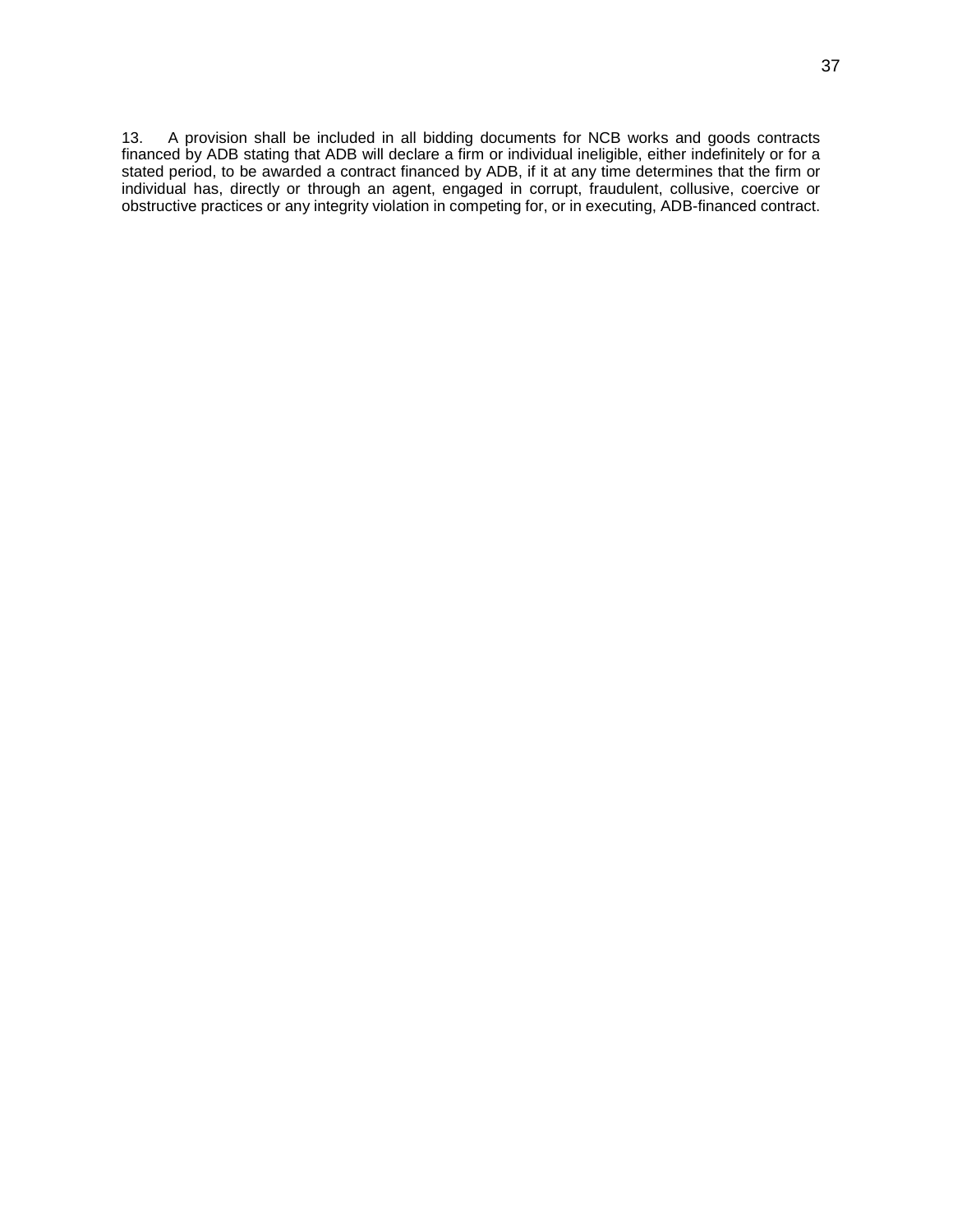13. A provision shall be included in all bidding documents for NCB works and goods contracts financed by ADB stating that ADB will declare a firm or individual ineligible, either indefinitely or for a stated period, to be awarded a contract financed by ADB, if it at any time determines that the firm or individual has, directly or through an agent, engaged in corrupt, fraudulent, collusive, coercive or obstructive practices or any integrity violation in competing for, or in executing, ADB-financed contract.